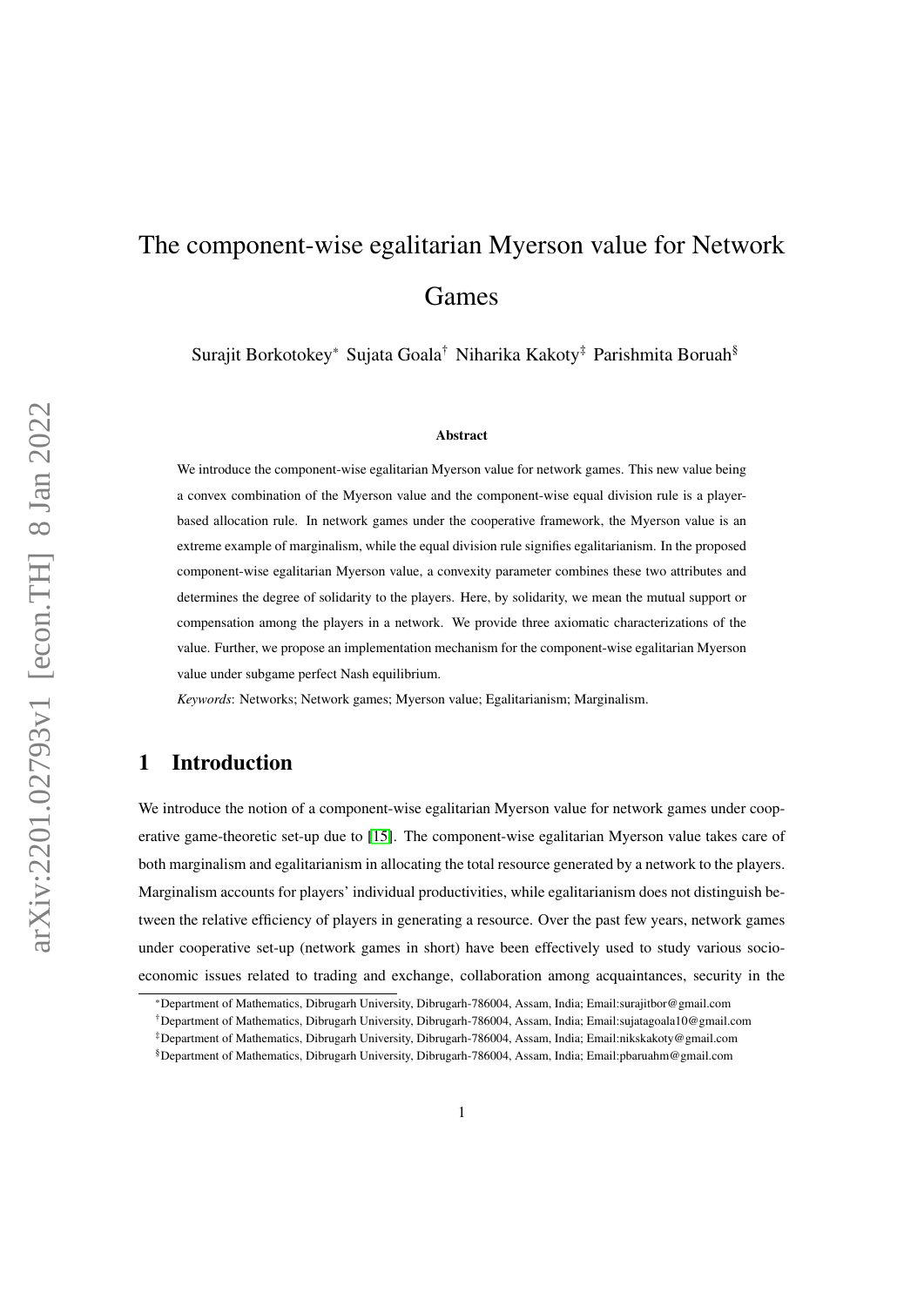# The component-wise egalitarian Myerson value for Network Games

Surajit Borkotokey[*] Sujata Goala[†] Niharika Kakoty[‡] Parishmita Boruah[§]

**Abstract**

We introduce the component-wise egalitarian Myerson value for network games. This new value being a convex combination of the Myerson value and the component-wise equal division rule is a player-based allocation rule. In network games under the cooperative framework, the Myerson value is an extreme example of marginalism, while the equal division rule signifies egalitarianism. In the proposed component-wise egalitarian Myerson value, a convexity parameter combines these two attributes and determines the degree of solidarity to the players. Here, by solidarity, we mean the mutual support or compensation among the players in a network. We provide three axiomatic characterizations of the value. Further, we propose an implementation mechanism for the component-wise egalitarian Myerson value under subgame perfect Nash equilibrium.

*Keywords*: Networks; Network games; Myerson value; Egalitarianism; Marginalism.

## 1 Introduction

We introduce the notion of a component-wise egalitarian Myerson value for network games under cooperative game-theoretic set-up due to [15]. The component-wise egalitarian Myerson value takes care of both marginalism and egalitarianism in allocating the total resource generated by a network to the players. Marginalism accounts for players' individual productivities, while egalitarianism does not distinguish between the relative efficiency of players in generating a resource. Over the past few years, network games under cooperative set-up (network games in short) have been effectively used to study various socio-economic issues related to trading and exchange, collaboration among acquaintances, security in the

[*]Department of Mathematics, Dibrugarh University, Dibrugarh-786004, Assam, India; Email:surajitbor@gmail.com

[†]Department of Mathematics, Dibrugarh University, Dibrugarh-786004, Assam, India; Email:sujatagoala10@gmail.com

[‡]Department of Mathematics, Dibrugarh University, Dibrugarh-786004, Assam, India; Email:nikskakoty@gmail.com

[§]Department of Mathematics, Dibrugarh University, Dibrugarh-786004, Assam, India; Email:pbaruahm@gmail.com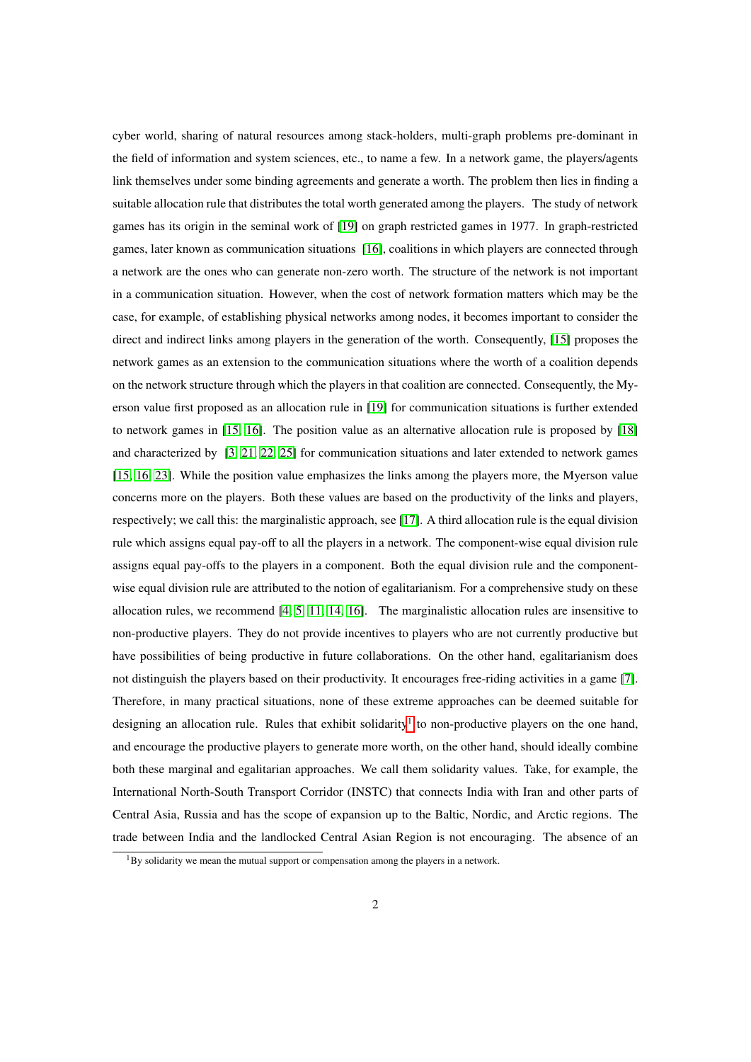cyber world, sharing of natural resources among stack-holders, multi-graph problems pre-dominant in the field of information and system sciences, etc., to name a few. In a network game, the players/agents link themselves under some binding agreements and generate a worth. The problem then lies in finding a suitable allocation rule that distributes the total worth generated among the players. The study of network games has its origin in the seminal work of [19] on graph restricted games in 1977. In graph-restricted games, later known as communication situations [16], coalitions in which players are connected through a network are the ones who can generate non-zero worth. The structure of the network is not important in a communication situation. However, when the cost of network formation matters which may be the case, for example, of establishing physical networks among nodes, it becomes important to consider the direct and indirect links among players in the generation of the worth. Consequently, [15] proposes the network games as an extension to the communication situations where the worth of a coalition depends on the network structure through which the players in that coalition are connected. Consequently, the Myerson value first proposed as an allocation rule in [19] for communication situations is further extended to network games in [15, 16]. The position value as an alternative allocation rule is proposed by [18] and characterized by [3, 21, 22, 25] for communication situations and later extended to network games [15, 16, 23]. While the position value emphasizes the links among the players more, the Myerson value concerns more on the players. Both these values are based on the productivity of the links and players, respectively; we call this: the marginalistic approach, see [17]. A third allocation rule is the equal division rule which assigns equal pay-off to all the players in a network. The component-wise equal division rule assigns equal pay-offs to the players in a component. Both the equal division rule and the component-wise equal division rule are attributed to the notion of egalitarianism. For a comprehensive study on these allocation rules, we recommend [4, 5, 11, 14, 16]. The marginalistic allocation rules are insensitive to non-productive players. They do not provide incentives to players who are not currently productive but have possibilities of being productive in future collaborations. On the other hand, egalitarianism does not distinguish the players based on their productivity. It encourages free-riding activities in a game [7]. Therefore, in many practical situations, none of these extreme approaches can be deemed suitable for designing an allocation rule. Rules that exhibit solidarity[1] to non-productive players on the one hand, and encourage the productive players to generate more worth, on the other hand, should ideally combine both these marginal and egalitarian approaches. We call them solidarity values. Take, for example, the International North-South Transport Corridor (INSTC) that connects India with Iran and other parts of Central Asia, Russia and has the scope of expansion up to the Baltic, Nordic, and Arctic regions. The trade between India and the landlocked Central Asian Region is not encouraging. The absence of an

[1] By solidarity we mean the mutual support or compensation among the players in a network.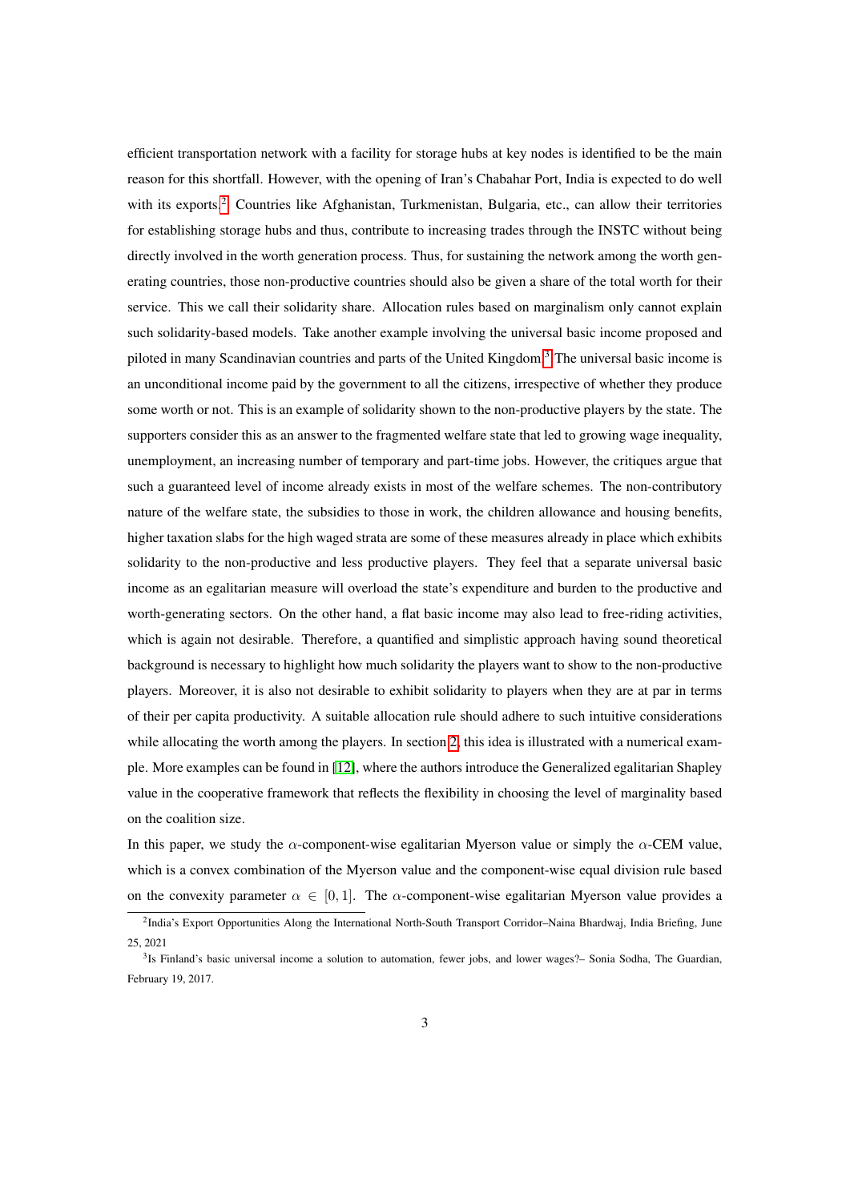efficient transportation network with a facility for storage hubs at key nodes is identified to be the main reason for this shortfall. However, with the opening of Iran's Chabahar Port, India is expected to do well with its exports.[2] Countries like Afghanistan, Turkmenistan, Bulgaria, etc., can allow their territories for establishing storage hubs and thus, contribute to increasing trades through the INSTC without being directly involved in the worth generation process. Thus, for sustaining the network among the worth generating countries, those non-productive countries should also be given a share of the total worth for their service. This we call their solidarity share. Allocation rules based on marginalism only cannot explain such solidarity-based models. Take another example involving the universal basic income proposed and piloted in many Scandinavian countries and parts of the United Kingdom.[3] The universal basic income is an unconditional income paid by the government to all the citizens, irrespective of whether they produce some worth or not. This is an example of solidarity shown to the non-productive players by the state. The supporters consider this as an answer to the fragmented welfare state that led to growing wage inequality, unemployment, an increasing number of temporary and part-time jobs. However, the critiques argue that such a guaranteed level of income already exists in most of the welfare schemes. The non-contributory nature of the welfare state, the subsidies to those in work, the children allowance and housing benefits, higher taxation slabs for the high waged strata are some of these measures already in place which exhibits solidarity to the non-productive and less productive players. They feel that a separate universal basic income as an egalitarian measure will overload the state's expenditure and burden to the productive and worth-generating sectors. On the other hand, a flat basic income may also lead to free-riding activities, which is again not desirable. Therefore, a quantified and simplistic approach having sound theoretical background is necessary to highlight how much solidarity the players want to show to the non-productive players. Moreover, it is also not desirable to exhibit solidarity to players when they are at par in terms of their per capita productivity. A suitable allocation rule should adhere to such intuitive considerations while allocating the worth among the players. In section 2, this idea is illustrated with a numerical example. More examples can be found in [12], where the authors introduce the Generalized egalitarian Shapley value in the cooperative framework that reflects the flexibility in choosing the level of marginality based on the coalition size.

In this paper, we study the $\alpha$-component-wise egalitarian Myerson value or simply the $\alpha$-CEM value, which is a convex combination of the Myerson value and the component-wise equal division rule based on the convexity parameter $\alpha \in [0, 1]$. The $\alpha$-component-wise egalitarian Myerson value provides a

[2] India's Export Opportunities Along the International North-South Transport Corridor–Naina Bhardwaj, India Briefing, June 25, 2021

[3] Is Finland's basic universal income a solution to automation, fewer jobs, and lower wages?– Sonia Sodha, The Guardian, February 19, 2017.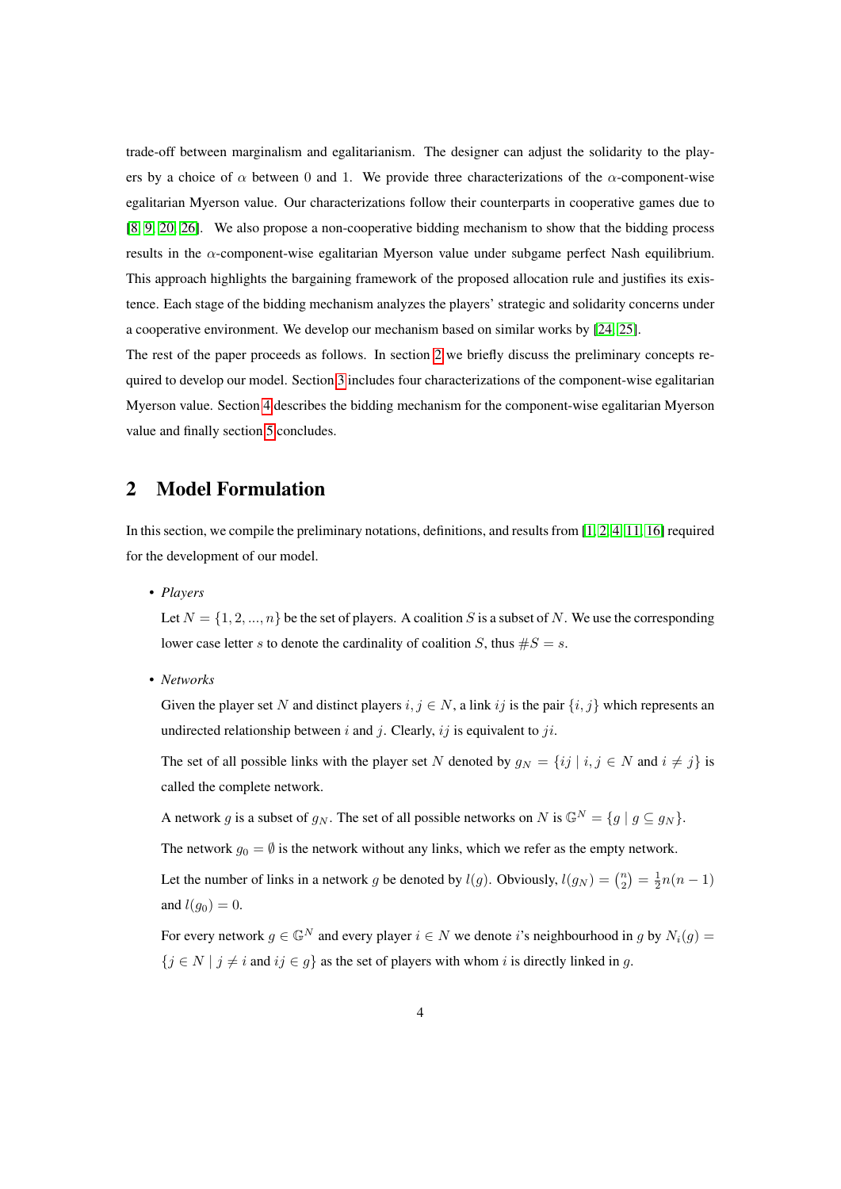trade-off between marginalism and egalitarianism. The designer can adjust the solidarity to the players by a choice of $\alpha$ between 0 and 1. We provide three characterizations of the $\alpha$-component-wise egalitarian Myerson value. Our characterizations follow their counterparts in cooperative games due to [8, 9, 20, 26]. We also propose a non-cooperative bidding mechanism to show that the bidding process results in the $\alpha$-component-wise egalitarian Myerson value under subgame perfect Nash equilibrium. This approach highlights the bargaining framework of the proposed allocation rule and justifies its existence. Each stage of the bidding mechanism analyzes the players' strategic and solidarity concerns under a cooperative environment. We develop our mechanism based on similar works by [24, 25].

The rest of the paper proceeds as follows. In section 2 we briefly discuss the preliminary concepts required to develop our model. Section 3 includes four characterizations of the component-wise egalitarian Myerson value. Section 4 describes the bidding mechanism for the component-wise egalitarian Myerson value and finally section 5 concludes.

## 2 Model Formulation

In this section, we compile the preliminary notations, definitions, and results from [1, 2, 4, 11, 16] required for the development of our model.

- *Players*

  Let $N = \{1, 2, ..., n\}$ be the set of players. A coalition $S$ is a subset of $N$. We use the corresponding lower case letter $s$ to denote the cardinality of coalition $S$, thus $\#S = s$.

- *Networks*

  Given the player set $N$ and distinct players $i, j \in N$, a link $ij$ is the pair $\{i, j\}$ which represents an undirected relationship between $i$ and $j$. Clearly, $ij$ is equivalent to $ji$.

  The set of all possible links with the player set $N$ denoted by $g_N = \{ij \mid i, j \in N \text{ and } i \neq j\}$ is called the complete network.

  A network $g$ is a subset of $g_N$. The set of all possible networks on $N$ is $\mathbb{G}^N = \{g \mid g \subseteq g_N\}$.

  The network $g_0 = \emptyset$ is the network without any links, which we refer as the empty network.

  Let the number of links in a network $g$ be denoted by $l(g)$. Obviously, $l(g_N) = \binom{n}{2} = \frac{1}{2}n(n-1)$ and $l(g_0) = 0$.

  For every network $g \in \mathbb{G}^N$ and every player $i \in N$ we denote $i$'s neighbourhood in $g$ by $N_i(g) = \{j \in N \mid j \neq i \text{ and } ij \in g\}$ as the set of players with whom $i$ is directly linked in $g$.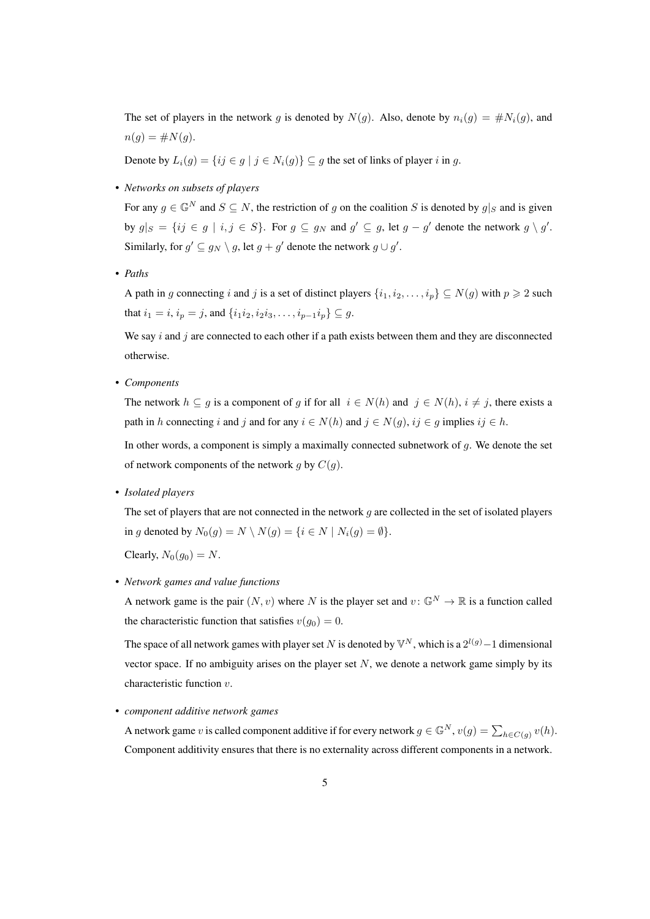The set of players in the network $g$ is denoted by $N(g)$. Also, denote by $n_i(g) = \#N_i(g)$, and $n(g) = \#N(g)$.

Denote by $L_i(g) = \{ij \in g \mid j \in N_i(g)\} \subseteq g$ the set of links of player $i$ in $g$.

- *Networks on subsets of players*

  For any $g \in \mathbb{G}^N$ and $S \subseteq N$, the restriction of $g$ on the coalition $S$ is denoted by $g|_S$ and is given by $g|_S = \{ij \in g \mid i, j \in S\}$. For $g \subseteq g_N$ and $g' \subseteq g$, let $g - g'$ denote the network $g \setminus g'$. Similarly, for $g' \subseteq g_N \setminus g$, let $g + g'$ denote the network $g \cup g'$.

- *Paths*

  A path in $g$ connecting $i$ and $j$ is a set of distinct players $\{i_1, i_2, \dots, i_p\} \subseteq N(g)$ with $p \geqslant 2$ such that $i_1 = i$, $i_p = j$, and $\{i_1 i_2, i_2 i_3, \dots, i_{p-1} i_p\} \subseteq g$.

  We say $i$ and $j$ are connected to each other if a path exists between them and they are disconnected otherwise.

- *Components*

  The network $h \subseteq g$ is a component of $g$ if for all $i \in N(h)$ and $j \in N(h)$, $i \neq j$, there exists a path in $h$ connecting $i$ and $j$ and for any $i \in N(h)$ and $j \in N(g)$, $ij \in g$ implies $ij \in h$.

  In other words, a component is simply a maximally connected subnetwork of $g$. We denote the set of network components of the network $g$ by $C(g)$.

- *Isolated players*

  The set of players that are not connected in the network $g$ are collected in the set of isolated players in $g$ denoted by $N_0(g) = N \setminus N(g) = \{i \in N \mid N_i(g) = \emptyset\}$.

  Clearly, $N_0(g_0) = N$.

- *Network games and value functions*

  A network game is the pair $(N, v)$ where $N$ is the player set and $v \colon \mathbb{G}^N \to \mathbb{R}$ is a function called the characteristic function that satisfies $v(g_0) = 0$.

  The space of all network games with player set $N$ is denoted by $\mathbb{V}^N$, which is a $2^{l(g)} - 1$ dimensional vector space. If no ambiguity arises on the player set $N$, we denote a network game simply by its characteristic function $v$.

- *component additive network games*

  A network game $v$ is called component additive if for every network $g \in \mathbb{G}^N$, $v(g) = \sum_{h \in C(g)} v(h)$. Component additivity ensures that there is no externality across different components in a network.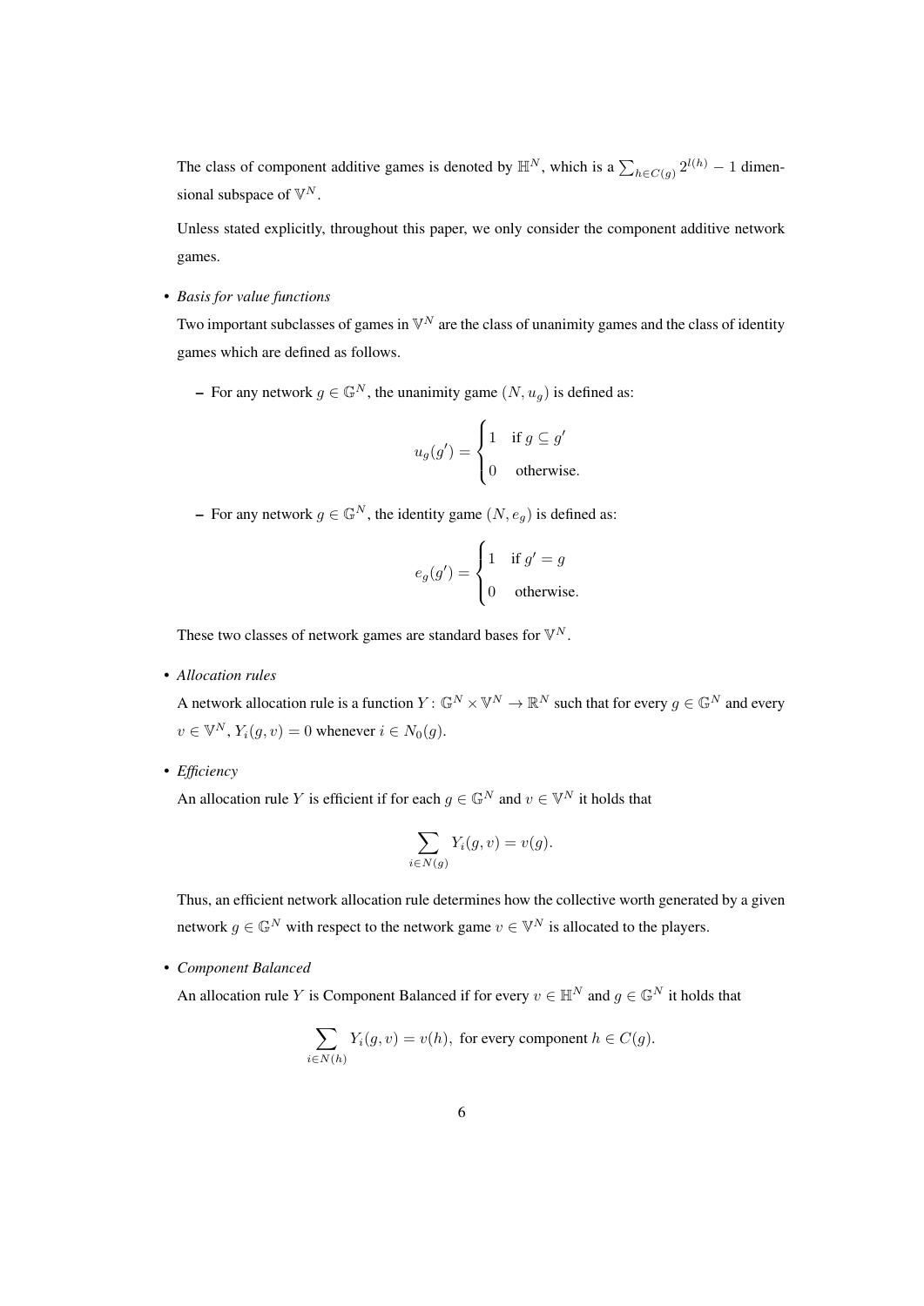The class of component additive games is denoted by $\mathbb{H}^N$, which is a $\sum_{h \in C(g)} 2^{l(h)} - 1$ dimensional subspace of $\mathbb{V}^N$.

Unless stated explicitly, throughout this paper, we only consider the component additive network games.

- *Basis for value functions*

  Two important subclasses of games in $\mathbb{V}^N$ are the class of unanimity games and the class of identity games which are defined as follows.

  – For any network $g \in \mathbb{G}^N$, the unanimity game $(N, u_g)$ is defined as:

  $$u_g(g') = \begin{cases} 1 & \text{if } g \subseteq g' \\ 0 & \text{otherwise.} \end{cases}$$

  – For any network $g \in \mathbb{G}^N$, the identity game $(N, e_g)$ is defined as:

  $$e_g(g') = \begin{cases} 1 & \text{if } g' = g \\ 0 & \text{otherwise.} \end{cases}$$

  These two classes of network games are standard bases for $\mathbb{V}^N$.

- *Allocation rules*

  A network allocation rule is a function $Y \colon \mathbb{G}^N \times \mathbb{V}^N \to \mathbb{R}^N$ such that for every $g \in \mathbb{G}^N$ and every $v \in \mathbb{V}^N$, $Y_i(g, v) = 0$ whenever $i \in N_0(g)$.

- *Efficiency*

  An allocation rule $Y$ is efficient if for each $g \in \mathbb{G}^N$ and $v \in \mathbb{V}^N$ it holds that

  $$\sum_{i \in N(g)} Y_i(g, v) = v(g).$$

  Thus, an efficient network allocation rule determines how the collective worth generated by a given network $g \in \mathbb{G}^N$ with respect to the network game $v \in \mathbb{V}^N$ is allocated to the players.

- *Component Balanced*

  An allocation rule $Y$ is Component Balanced if for every $v \in \mathbb{H}^N$ and $g \in \mathbb{G}^N$ it holds that

  $$\sum_{i \in N(h)} Y_i(g, v) = v(h), \text{ for every component } h \in C(g).$$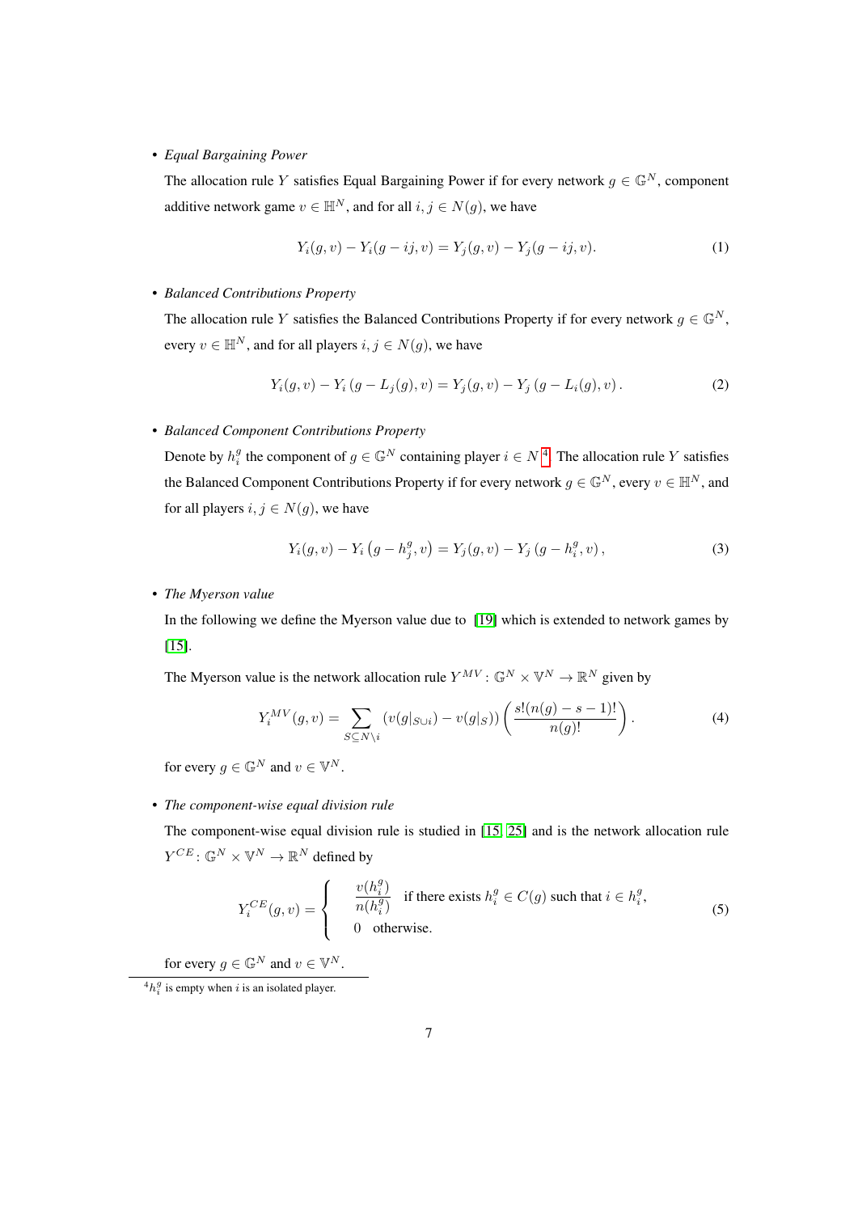- *Equal Bargaining Power*

  The allocation rule $Y$ satisfies Equal Bargaining Power if for every network $g \in \mathbb{G}^N$, component additive network game $v \in \mathbb{H}^N$, and for all $i, j \in N(g)$, we have

$$Y_i(g, v) - Y_i(g - ij, v) = Y_j(g, v) - Y_j(g - ij, v). \tag{1}$$

- *Balanced Contributions Property*

  The allocation rule $Y$ satisfies the Balanced Contributions Property if for every network $g \in \mathbb{G}^N$, every $v \in \mathbb{H}^N$, and for all players $i, j \in N(g)$, we have

$$Y_i(g, v) - Y_i\left(g - L_j(g), v\right) = Y_j(g, v) - Y_j\left(g - L_i(g), v\right). \tag{2}$$

- *Balanced Component Contributions Property*

  Denote by $h_i^g$ the component of $g \in \mathbb{G}^N$ containing player $i \in N$[4]. The allocation rule $Y$ satisfies the Balanced Component Contributions Property if for every network $g \in \mathbb{G}^N$, every $v \in \mathbb{H}^N$, and for all players $i, j \in N(g)$, we have

$$Y_i(g, v) - Y_i\left(g - h_j^g, v\right) = Y_j(g, v) - Y_j\left(g - h_i^g, v\right), \tag{3}$$

- *The Myerson value*

  In the following we define the Myerson value due to [19] which is extended to network games by [15].

  The Myerson value is the network allocation rule $Y^{MV} \colon \mathbb{G}^N \times \mathbb{V}^N \to \mathbb{R}^N$ given by

$$Y_i^{MV}(g, v) = \sum_{S \subseteq N \setminus i} \left(v(g|_{S \cup i}) - v(g|_S)\right) \left(\frac{s!(n(g) - s - 1)!}{n(g)!}\right). \tag{4}$$

  for every $g \in \mathbb{G}^N$ and $v \in \mathbb{V}^N$.

- *The component-wise equal division rule*

  The component-wise equal division rule is studied in [15, 25] and is the network allocation rule $Y^{CE} \colon \mathbb{G}^N \times \mathbb{V}^N \to \mathbb{R}^N$ defined by

$$Y_i^{CE}(g, v) = \begin{cases} \dfrac{v(h_i^g)}{n(h_i^g)} & \text{if there exists } h_i^g \in C(g) \text{ such that } i \in h_i^g, \\ 0 & \text{otherwise.} \end{cases} \tag{5}$$

  for every $g \in \mathbb{G}^N$ and $v \in \mathbb{V}^N$.

[4] $h_i^g$ is empty when $i$ is an isolated player.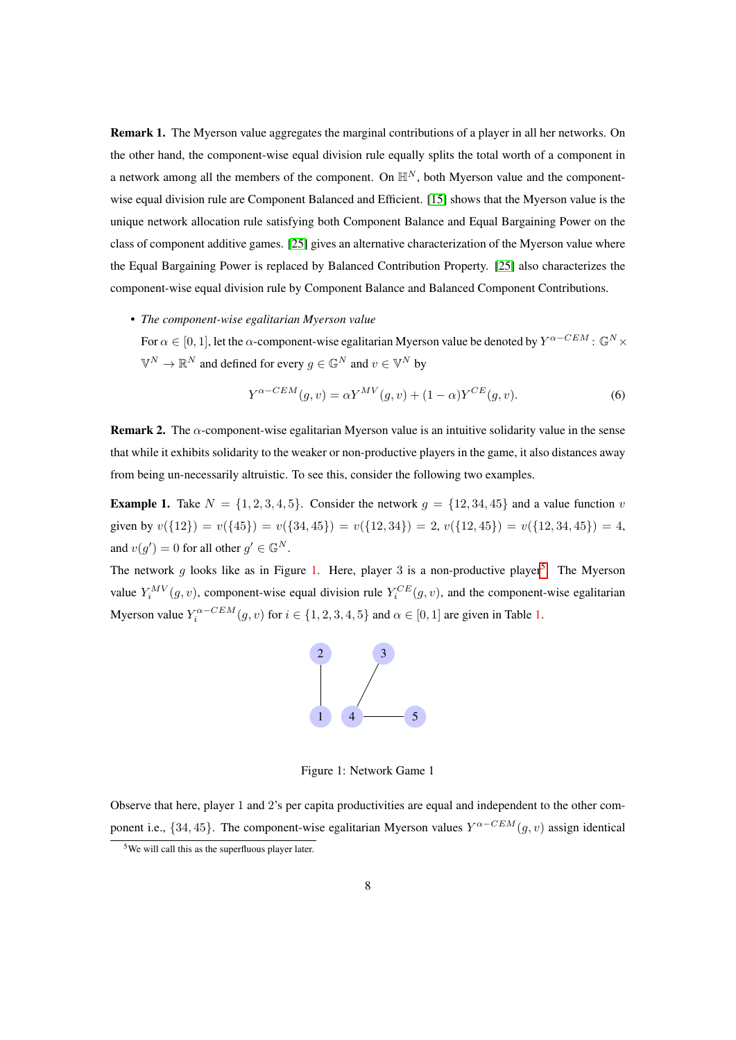**Remark 1.** The Myerson value aggregates the marginal contributions of a player in all her networks. On the other hand, the component-wise equal division rule equally splits the total worth of a component in a network among all the members of the component. On $\mathbb{H}^N$, both Myerson value and the component-wise equal division rule are Component Balanced and Efficient. [15] shows that the Myerson value is the unique network allocation rule satisfying both Component Balance and Equal Bargaining Power on the class of component additive games. [25] gives an alternative characterization of the Myerson value where the Equal Bargaining Power is replaced by Balanced Contribution Property. [25] also characterizes the component-wise equal division rule by Component Balance and Balanced Component Contributions.

- *The component-wise egalitarian Myerson value*

  For $\alpha \in [0, 1]$, let the $\alpha$-component-wise egalitarian Myerson value be denoted by $Y^{\alpha-CEM} : \mathbb{G}^N \times \mathbb{V}^N \to \mathbb{R}^N$ and defined for every $g \in \mathbb{G}^N$ and $v \in \mathbb{V}^N$ by

$$Y^{\alpha-CEM}(g, v) = \alpha Y^{MV}(g, v) + (1 - \alpha) Y^{CE}(g, v). \tag{6}$$

**Remark 2.** The $\alpha$-component-wise egalitarian Myerson value is an intuitive solidarity value in the sense that while it exhibits solidarity to the weaker or non-productive players in the game, it also distances away from being un-necessarily altruistic. To see this, consider the following two examples.

**Example 1.** Take $N = \{1, 2, 3, 4, 5\}$. Consider the network $g = \{12, 34, 45\}$ and a value function $v$ given by $v(\{12\}) = v(\{45\}) = v(\{34, 45\}) = v(\{12, 34\}) = 2$, $v(\{12, 45\}) = v(\{12, 34, 45\}) = 4$, and $v(g') = 0$ for all other $g' \in \mathbb{G}^N$.

The network $g$ looks like as in Figure 1. Here, player 3 is a non-productive player[5]. The Myerson value $Y_i^{MV}(g, v)$, component-wise equal division rule $Y_i^{CE}(g, v)$, and the component-wise egalitarian Myerson value $Y_i^{\alpha-CEM}(g, v)$ for $i \in \{1, 2, 3, 4, 5\}$ and $\alpha \in [0, 1]$ are given in Table 1.

2
3
1
4
5

Figure 1: Network Game 1

Observe that here, player 1 and 2's per capita productivities are equal and independent to the other component i.e., $\{34, 45\}$. The component-wise egalitarian Myerson values $Y^{\alpha-CEM}(g, v)$ assign identical

[5] We will call this as the superfluous player later.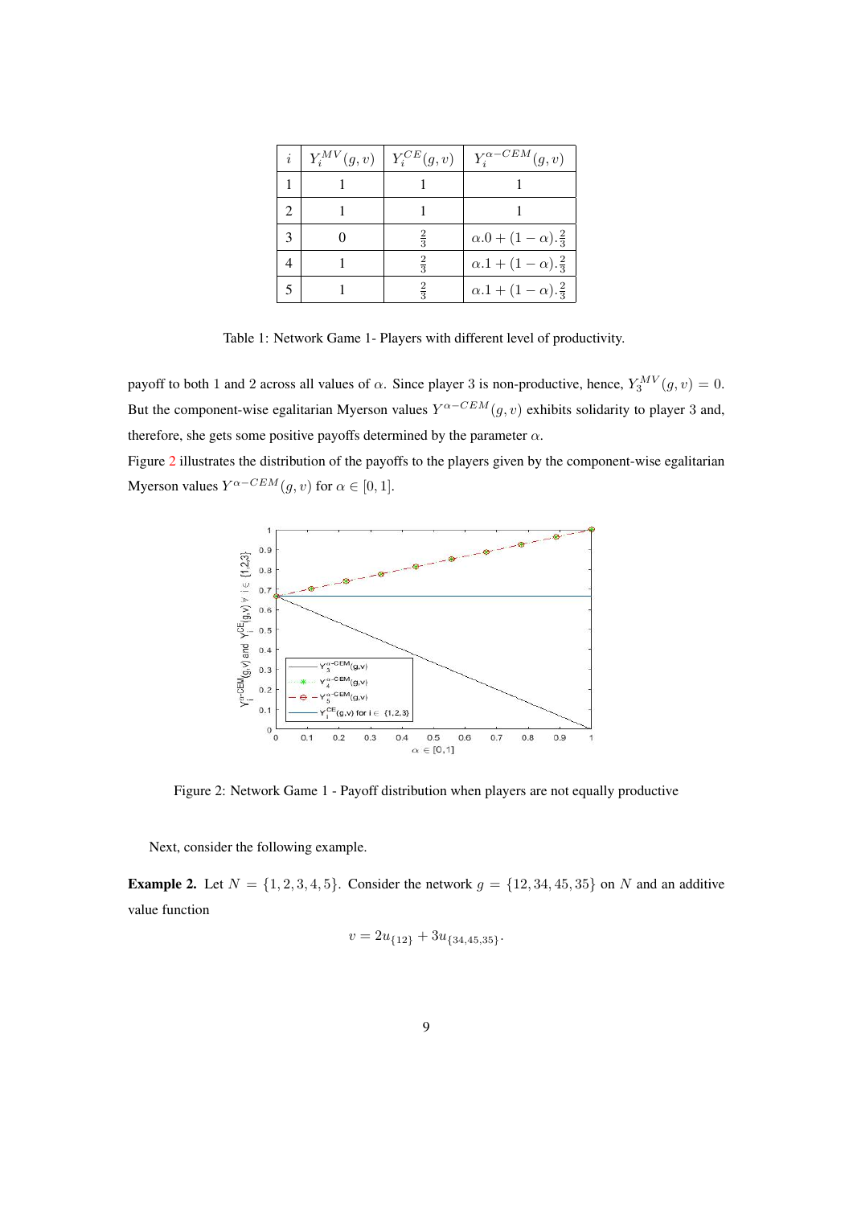| $i$ | $Y_i^{MV}(g,v)$ | $Y_i^{CE}(g,v)$ | $Y_i^{\alpha-CEM}(g,v)$ |
|---|---|---|---|
| 1 | 1 | 1 | 1 |
| 2 | 1 | 1 | 1 |
| 3 | 0 | $\frac{2}{3}$ | $\alpha.0+(1-\alpha).\frac{2}{3}$ |
| 4 | 1 | $\frac{2}{3}$ | $\alpha.1+(1-\alpha).\frac{2}{3}$ |
| 5 | 1 | $\frac{2}{3}$ | $\alpha.1+(1-\alpha).\frac{2}{3}$ |

Table 1: Network Game 1- Players with different level of productivity.

payoff to both 1 and 2 across all values of $\alpha$. Since player 3 is non-productive, hence, $Y_3^{MV}(g,v)=0$. But the component-wise egalitarian Myerson values $Y^{\alpha-CEM}(g,v)$ exhibits solidarity to player 3 and, therefore, she gets some positive payoffs determined by the parameter $\alpha$.

Figure 2 illustrates the distribution of the payoffs to the players given by the component-wise egalitarian Myerson values $Y^{\alpha-CEM}(g,v)$ for $\alpha \in [0,1]$.

Figure 2: Network Game 1 - Payoff distribution when players are not equally productive

Next, consider the following example.

**Example 2.** Let $N=\{1,2,3,4,5\}$. Consider the network $g=\{12,34,45,35\}$ on $N$ and an additive value function

$$v=2u_{\{12\}}+3u_{\{34,45,35\}}.$$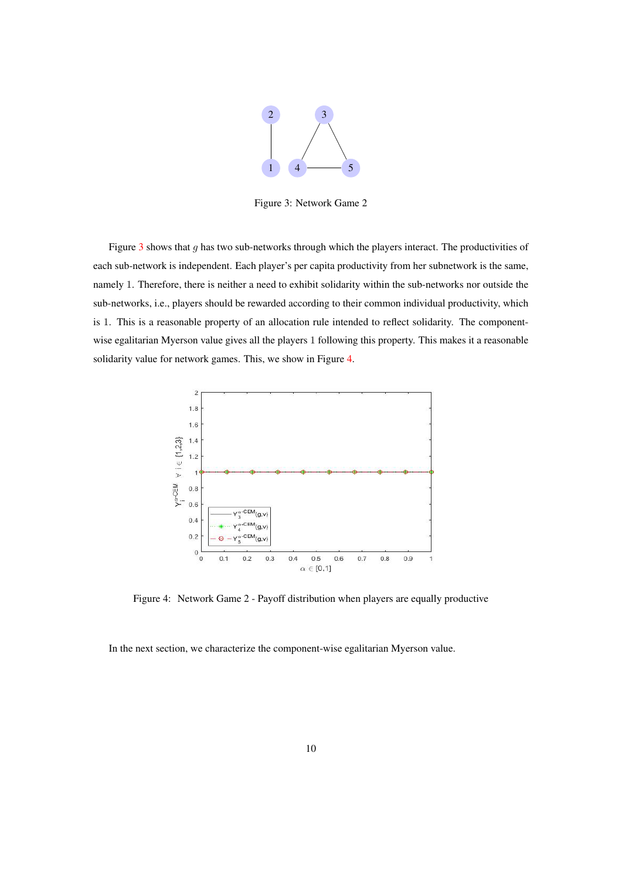2

1

3

4

5

Figure 3: Network Game 2

Figure 3 shows that $g$ has two sub-networks through which the players interact. The productivities of each sub-network is independent. Each player's per capita productivity from her subnetwork is the same, namely 1. Therefore, there is neither a need to exhibit solidarity within the sub-networks nor outside the sub-networks, i.e., players should be rewarded according to their common individual productivity, which is 1. This is a reasonable property of an allocation rule intended to reflect solidarity. The component-wise egalitarian Myerson value gives all the players 1 following this property. This makes it a reasonable solidarity value for network games. This, we show in Figure 4.

2
1.8
1.6
1.4
1.2
1
0.8
0.6
0.4
0.2
0

$Y_i^{\alpha\text{-CEM}}$ $\forall$ $i \in \{1,2,3\}$

$Y_3^{\alpha\text{-CEM}}(g,v)$
$Y_4^{\alpha\text{-CEM}}(g,v)$
$Y_5^{\alpha\text{-CEM}}(g,v)$

0 0.1 0.2 0.3 0.4 0.5 0.6 0.7 0.8 0.9 1

$\alpha \in [0,1]$

Figure 4: Network Game 2 - Payoff distribution when players are equally productive

In the next section, we characterize the component-wise egalitarian Myerson value.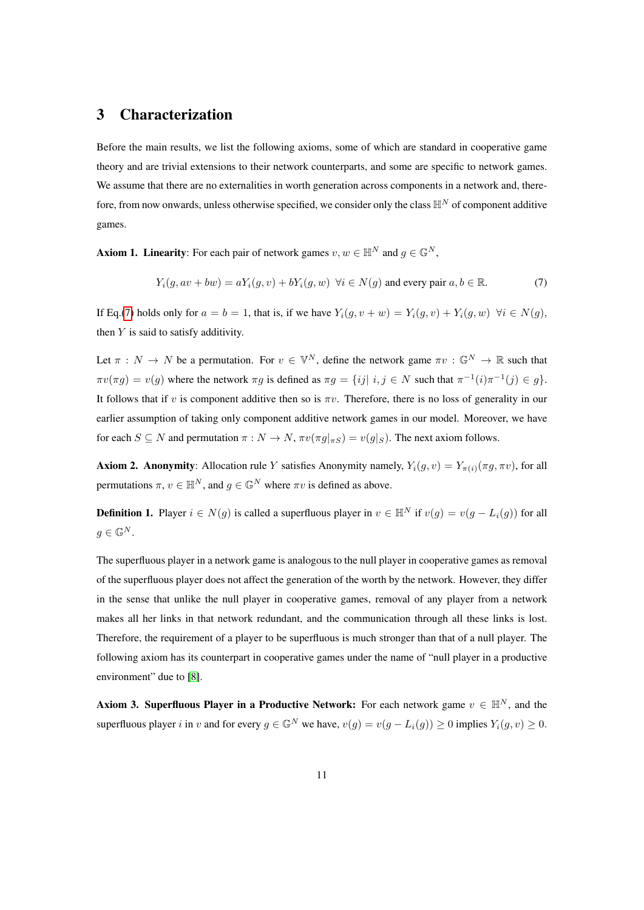## 3 Characterization

Before the main results, we list the following axioms, some of which are standard in cooperative game theory and are trivial extensions to their network counterparts, and some are specific to network games. We assume that there are no externalities in worth generation across components in a network and, therefore, from now onwards, unless otherwise specified, we consider only the class $\mathbb{H}^N$ of component additive games.

**Axiom 1. Linearity**: For each pair of network games $v, w \in \mathbb{H}^N$ and $g \in \mathbb{G}^N$,

$$Y_i(g, av + bw) = aY_i(g, v) + bY_i(g, w) \;\; \forall i \in N(g) \text{ and every pair } a, b \in \mathbb{R}. \tag{7}$$

If Eq.(7) holds only for $a = b = 1$, that is, if we have $Y_i(g, v + w) = Y_i(g, v) + Y_i(g, w) \;\; \forall i \in N(g)$, then $Y$ is said to satisfy additivity.

Let $\pi : N \to N$ be a permutation. For $v \in \mathbb{V}^N$, define the network game $\pi v : \mathbb{G}^N \to \mathbb{R}$ such that $\pi v(\pi g) = v(g)$ where the network $\pi g$ is defined as $\pi g = \{ij \mid i, j \in N \text{ such that } \pi^{-1}(i)\pi^{-1}(j) \in g\}$. It follows that if $v$ is component additive then so is $\pi v$. Therefore, there is no loss of generality in our earlier assumption of taking only component additive network games in our model. Moreover, we have for each $S \subseteq N$ and permutation $\pi : N \to N$, $\pi v(\pi g|_{\pi S}) = v(g|_S)$. The next axiom follows.

**Axiom 2. Anonymity**: Allocation rule $Y$ satisfies Anonymity namely, $Y_i(g, v) = Y_{\pi(i)}(\pi g, \pi v)$, for all permutations $\pi$, $v \in \mathbb{H}^N$, and $g \in \mathbb{G}^N$ where $\pi v$ is defined as above.

**Definition 1.** Player $i \in N(g)$ is called a superfluous player in $v \in \mathbb{H}^N$ if $v(g) = v(g - L_i(g))$ for all $g \in \mathbb{G}^N$.

The superfluous player in a network game is analogous to the null player in cooperative games as removal of the superfluous player does not affect the generation of the worth by the network. However, they differ in the sense that unlike the null player in cooperative games, removal of any player from a network makes all her links in that network redundant, and the communication through all these links is lost. Therefore, the requirement of a player to be superfluous is much stronger than that of a null player. The following axiom has its counterpart in cooperative games under the name of "null player in a productive environment" due to [8].

**Axiom 3. Superfluous Player in a Productive Network:** For each network game $v \in \mathbb{H}^N$, and the superfluous player $i$ in $v$ and for every $g \in \mathbb{G}^N$ we have, $v(g) = v(g - L_i(g)) \geq 0$ implies $Y_i(g, v) \geq 0$.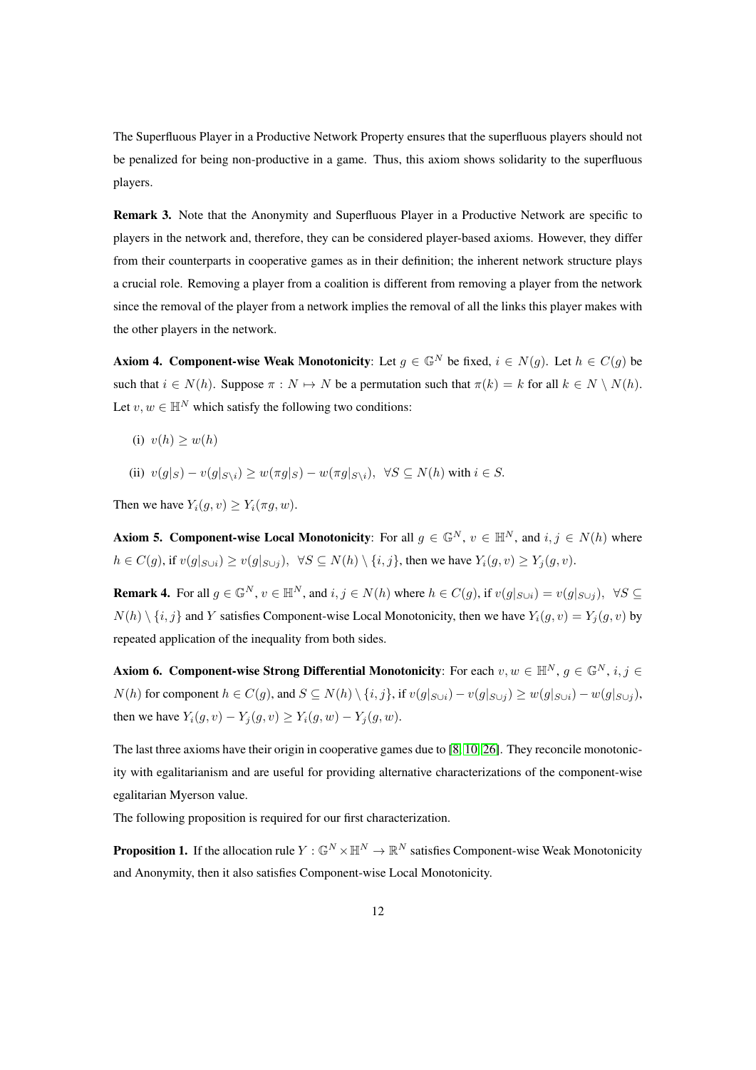The Superfluous Player in a Productive Network Property ensures that the superfluous players should not be penalized for being non-productive in a game. Thus, this axiom shows solidarity to the superfluous players.

**Remark 3.** Note that the Anonymity and Superfluous Player in a Productive Network are specific to players in the network and, therefore, they can be considered player-based axioms. However, they differ from their counterparts in cooperative games as in their definition; the inherent network structure plays a crucial role. Removing a player from a coalition is different from removing a player from the network since the removal of the player from a network implies the removal of all the links this player makes with the other players in the network.

**Axiom 4. Component-wise Weak Monotonicity**: Let $g \in \mathbb{G}^N$ be fixed, $i \in N(g)$. Let $h \in C(g)$ be such that $i \in N(h)$. Suppose $\pi : N \mapsto N$ be a permutation such that $\pi(k) = k$ for all $k \in N \setminus N(h)$. Let $v, w \in \mathbb{H}^N$ which satisfy the following two conditions:

(i) $v(h) \geq w(h)$

(ii) $v(g|_S) - v(g|_{S \setminus i}) \geq w(\pi g|_S) - w(\pi g|_{S \setminus i}), \;\; \forall S \subseteq N(h)$ with $i \in S$.

Then we have $Y_i(g, v) \geq Y_i(\pi g, w)$.

**Axiom 5. Component-wise Local Monotonicity**: For all $g \in \mathbb{G}^N$, $v \in \mathbb{H}^N$, and $i, j \in N(h)$ where $h \in C(g)$, if $v(g|_{S \cup i}) \geq v(g|_{S \cup j}), \;\; \forall S \subseteq N(h) \setminus \{i, j\}$, then we have $Y_i(g, v) \geq Y_j(g, v)$.

**Remark 4.** For all $g \in \mathbb{G}^N$, $v \in \mathbb{H}^N$, and $i, j \in N(h)$ where $h \in C(g)$, if $v(g|_{S \cup i}) = v(g|_{S \cup j}), \;\; \forall S \subseteq N(h) \setminus \{i, j\}$ and $Y$ satisfies Component-wise Local Monotonicity, then we have $Y_i(g, v) = Y_j(g, v)$ by repeated application of the inequality from both sides.

**Axiom 6. Component-wise Strong Differential Monotonicity**: For each $v, w \in \mathbb{H}^N$, $g \in \mathbb{G}^N$, $i, j \in N(h)$ for component $h \in C(g)$, and $S \subseteq N(h) \setminus \{i, j\}$, if $v(g|_{S \cup i}) - v(g|_{S \cup j}) \geq w(g|_{S \cup i}) - w(g|_{S \cup j})$, then we have $Y_i(g, v) - Y_j(g, v) \geq Y_i(g, w) - Y_j(g, w)$.

The last three axioms have their origin in cooperative games due to [8, 10, 26]. They reconcile monotonicity with egalitarianism and are useful for providing alternative characterizations of the component-wise egalitarian Myerson value.

The following proposition is required for our first characterization.

**Proposition 1.** *If the allocation rule $Y : \mathbb{G}^N \times \mathbb{H}^N \to \mathbb{R}^N$ satisfies Component-wise Weak Monotonicity and Anonymity, then it also satisfies Component-wise Local Monotonicity.*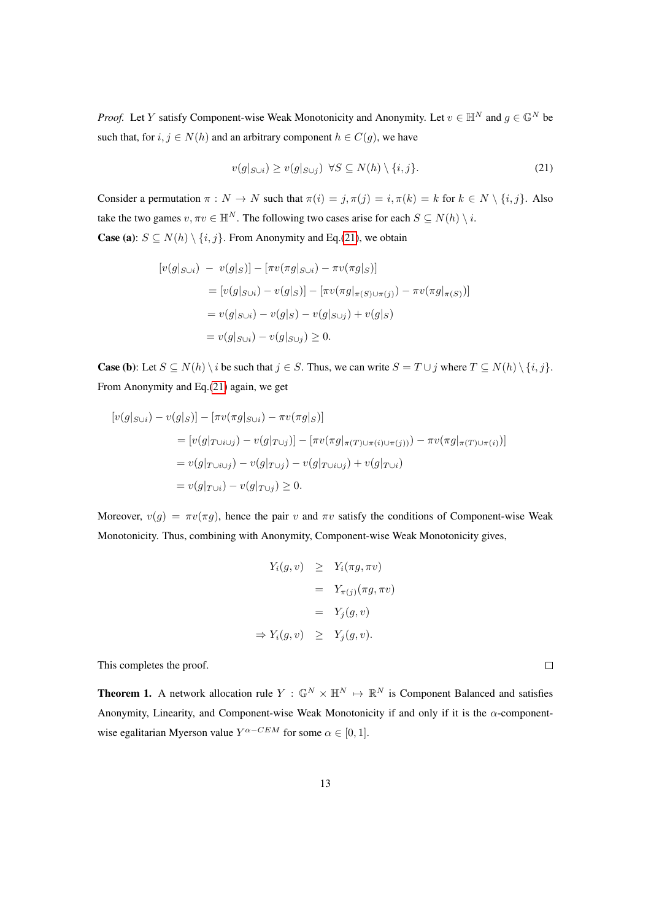*Proof.* Let $Y$ satisfy Component-wise Weak Monotonicity and Anonymity. Let $v \in \mathbb{H}^N$ and $g \in \mathbb{G}^N$ be such that, for $i, j \in N(h)$ and an arbitrary component $h \in C(g)$, we have

$$v(g|_{S\cup i}) \geq v(g|_{S\cup j}) \;\; \forall S \subseteq N(h) \setminus \{i, j\}. \tag{21}$$

Consider a permutation $\pi : N \to N$ such that $\pi(i) = j, \pi(j) = i, \pi(k) = k$ for $k \in N \setminus \{i, j\}$. Also take the two games $v, \pi v \in \mathbb{H}^N$. The following two cases arise for each $S \subseteq N(h) \setminus i$.

**Case (a)**: $S \subseteq N(h) \setminus \{i, j\}$. From Anonymity and Eq.(21), we obtain

$$\begin{aligned}
[v(g|_{S\cup i}) \; - \; v(g|_S)] &- [\pi v(\pi g|_{S\cup i}) - \pi v(\pi g|_S)] \\
&= [v(g|_{S\cup i}) - v(g|_S)] - [\pi v(\pi g|_{\pi(S)\cup \pi(j)}) - \pi v(\pi g|_{\pi(S)})] \\
&= v(g|_{S\cup i}) - v(g|_S) - v(g|_{S\cup j}) + v(g|_S) \\
&= v(g|_{S\cup i}) - v(g|_{S\cup j}) \geq 0.
\end{aligned}$$

**Case (b)**: Let $S \subseteq N(h) \setminus i$ be such that $j \in S$. Thus, we can write $S = T \cup j$ where $T \subseteq N(h) \setminus \{i, j\}$. From Anonymity and Eq.(21) again, we get

$$\begin{aligned}
[v(g|_{S\cup i}) - v(g|_S)] &- [\pi v(\pi g|_{S\cup i}) - \pi v(\pi g|_S)] \\
&= [v(g|_{T\cup i\cup j}) - v(g|_{T\cup j})] - [\pi v(\pi g|_{\pi(T)\cup \pi(i)\cup \pi(j))}) - \pi v(\pi g|_{\pi(T)\cup \pi(i)})] \\
&= v(g|_{T\cup i\cup j}) - v(g|_{T\cup j}) - v(g|_{T\cup i\cup j}) + v(g|_{T\cup i}) \\
&= v(g|_{T\cup i}) - v(g|_{T\cup j}) \geq 0.
\end{aligned}$$

Moreover, $v(g) = \pi v(\pi g)$, hence the pair $v$ and $\pi v$ satisfy the conditions of Component-wise Weak Monotonicity. Thus, combining with Anonymity, Component-wise Weak Monotonicity gives,

$$\begin{aligned}
Y_i(g, v) &\geq Y_i(\pi g, \pi v) \\
&= Y_{\pi(j)}(\pi g, \pi v) \\
&= Y_j(g, v) \\
\Rightarrow Y_i(g, v) &\geq Y_j(g, v).
\end{aligned}$$

This completes the proof. $\square$

**Theorem 1.** A network allocation rule $Y : \mathbb{G}^N \times \mathbb{H}^N \mapsto \mathbb{R}^N$ is Component Balanced and satisfies Anonymity, Linearity, and Component-wise Weak Monotonicity if and only if it is the $\alpha$-component-wise egalitarian Myerson value $Y^{\alpha-CEM}$ for some $\alpha \in [0, 1]$.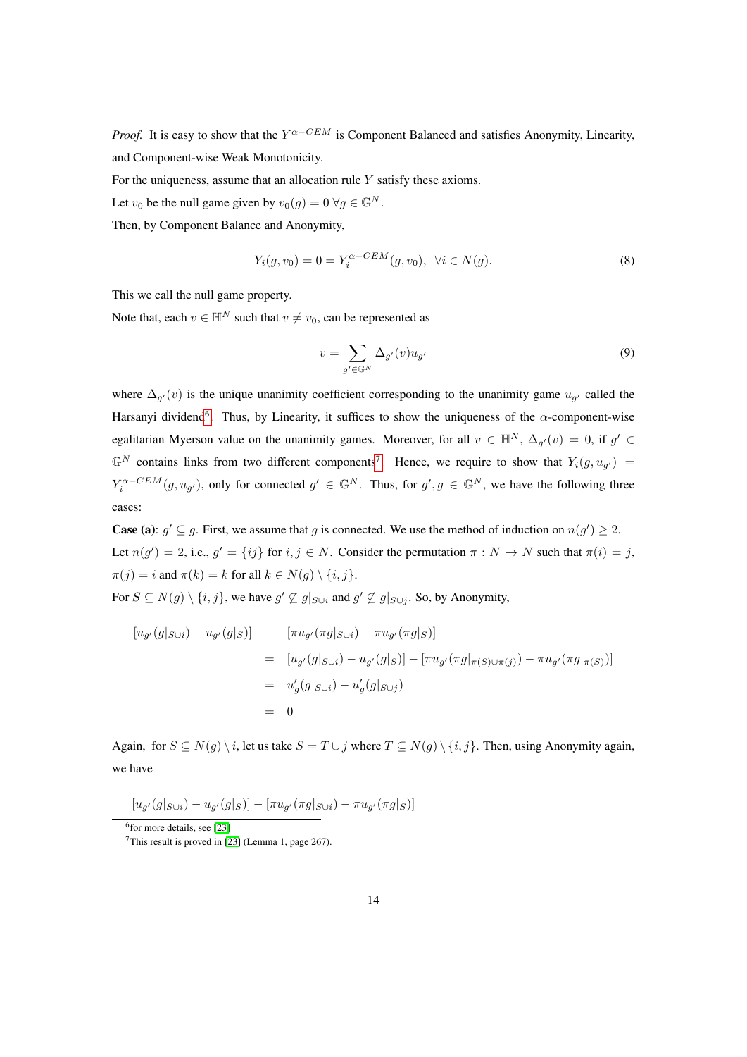*Proof.* It is easy to show that the $Y^{\alpha-CEM}$ is Component Balanced and satisfies Anonymity, Linearity, and Component-wise Weak Monotonicity.

For the uniqueness, assume that an allocation rule $Y$ satisfy these axioms.

Let $v_0$ be the null game given by $v_0(g) = 0 \; \forall g \in \mathbb{G}^N$.

Then, by Component Balance and Anonymity,

$$Y_i(g, v_0) = 0 = Y_i^{\alpha-CEM}(g, v_0), \;\; \forall i \in N(g). \tag{8}$$

This we call the null game property.

Note that, each $v \in \mathbb{H}^N$ such that $v \neq v_0$, can be represented as

$$v = \sum_{g' \in \mathbb{G}^N} \Delta_{g'}(v) u_{g'} \tag{9}$$

where $\Delta_{g'}(v)$ is the unique unanimity coefficient corresponding to the unanimity game $u_{g'}$ called the Harsanyi dividend[6]. Thus, by Linearity, it suffices to show the uniqueness of the $\alpha$-component-wise egalitarian Myerson value on the unanimity games. Moreover, for all $v \in \mathbb{H}^N$, $\Delta_{g'}(v) = 0$, if $g' \in \mathbb{G}^N$ contains links from two different components[7]. Hence, we require to show that $Y_i(g, u_{g'}) = Y_i^{\alpha-CEM}(g, u_{g'})$, only for connected $g' \in \mathbb{G}^N$. Thus, for $g', g \in \mathbb{G}^N$, we have the following three cases:

**Case (a)**: $g' \subseteq g$. First, we assume that $g$ is connected. We use the method of induction on $n(g') \geq 2$. Let $n(g') = 2$, i.e., $g' = \{ij\}$ for $i, j \in N$. Consider the permutation $\pi : N \to N$ such that $\pi(i) = j$, $\pi(j) = i$ and $\pi(k) = k$ for all $k \in N(g) \setminus \{i, j\}$.

For $S \subseteq N(g) \setminus \{i, j\}$, we have $g' \nsubseteq g|_{S \cup i}$ and $g' \nsubseteq g|_{S \cup j}$. So, by Anonymity,

$$\begin{aligned}
[u_{g'}(g|_{S\cup i}) - u_{g'}(g|_S)] \;\; &- \;\; [\pi u_{g'}(\pi g|_{S\cup i}) - \pi u_{g'}(\pi g|_S)] \\
&= \;\; [u_{g'}(g|_{S\cup i}) - u_{g'}(g|_S)] - [\pi u_{g'}(\pi g|_{\pi(S)\cup \pi(j)}) - \pi u_{g'}(\pi g|_{\pi(S)})] \\
&= \;\; u_g'(g|_{S\cup i}) - u_g'(g|_{S\cup j}) \\
&= \;\; 0
\end{aligned}$$

Again, for $S \subseteq N(g) \setminus i$, let us take $S = T \cup j$ where $T \subseteq N(g) \setminus \{i, j\}$. Then, using Anonymity again, we have

$$[u_{g'}(g|_{S\cup i}) - u_{g'}(g|_S)] - [\pi u_{g'}(\pi g|_{S\cup i}) - \pi u_{g'}(\pi g|_S)]$$

[6] for more details, see [23]

[7] This result is proved in [23] (Lemma 1, page 267).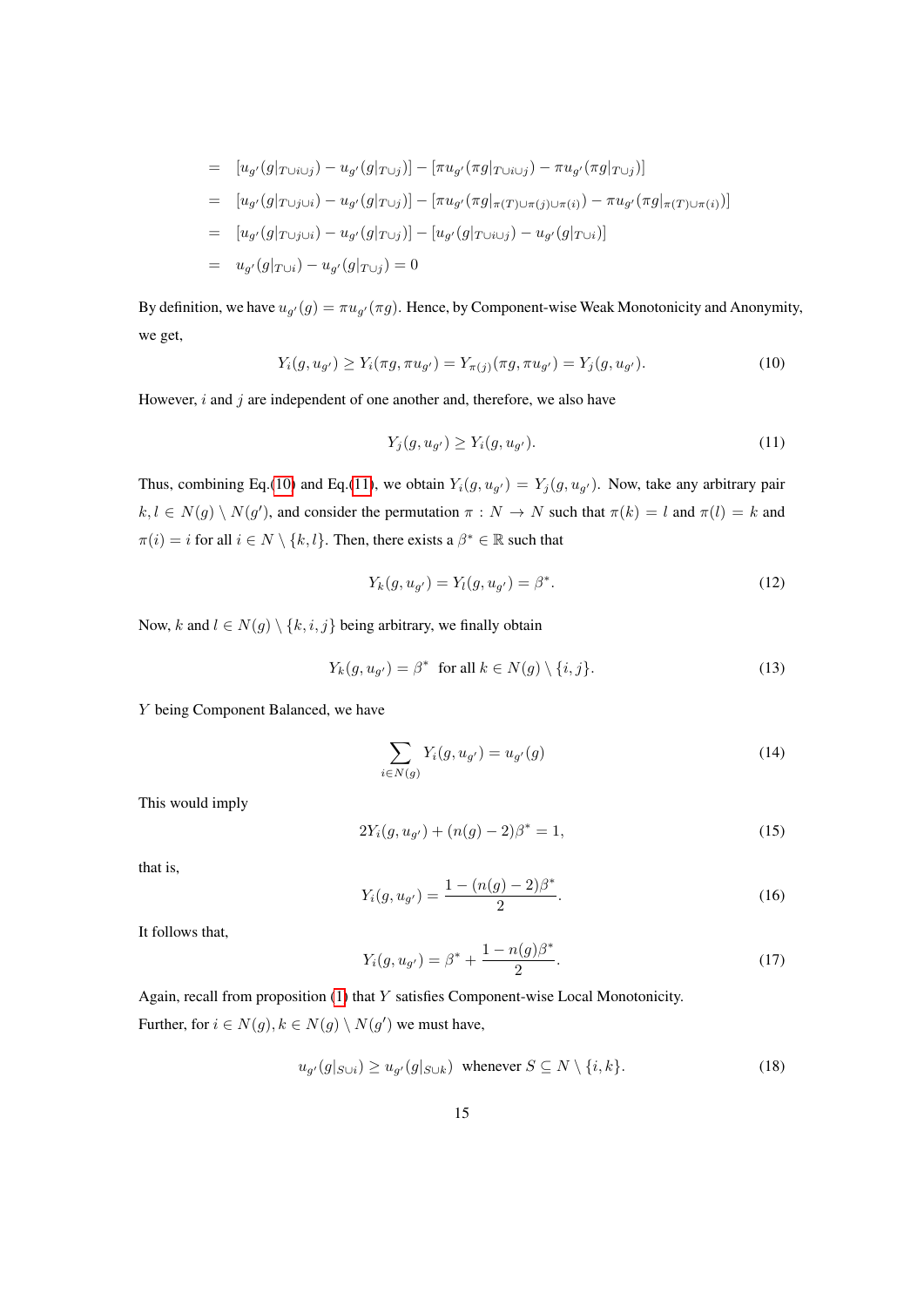$$
\begin{aligned}
&= [u_{g'}(g|_{T\cup i\cup j}) - u_{g'}(g|_{T\cup j})] - [\pi u_{g'}(\pi g|_{T\cup i\cup j}) - \pi u_{g'}(\pi g|_{T\cup j})] \\
&= [u_{g'}(g|_{T\cup j\cup i}) - u_{g'}(g|_{T\cup j})] - [\pi u_{g'}(\pi g|_{\pi(T)\cup\pi(j)\cup\pi(i)}) - \pi u_{g'}(\pi g|_{\pi(T)\cup\pi(i)})] \\
&= [u_{g'}(g|_{T\cup j\cup i}) - u_{g'}(g|_{T\cup j})] - [u_{g'}(g|_{T\cup i\cup j}) - u_{g'}(g|_{T\cup i})] \\
&= u_{g'}(g|_{T\cup i}) - u_{g'}(g|_{T\cup j}) = 0
\end{aligned}
$$

By definition, we have $u_{g'}(g) = \pi u_{g'}(\pi g)$. Hence, by Component-wise Weak Monotonicity and Anonymity, we get,

$$
Y_i(g, u_{g'}) \geq Y_i(\pi g, \pi u_{g'}) = Y_{\pi(j)}(\pi g, \pi u_{g'}) = Y_j(g, u_{g'}). \tag{10}
$$

However, $i$ and $j$ are independent of one another and, therefore, we also have

$$
Y_j(g, u_{g'}) \geq Y_i(g, u_{g'}). \tag{11}
$$

Thus, combining Eq.(10) and Eq.(11), we obtain $Y_i(g, u_{g'}) = Y_j(g, u_{g'})$. Now, take any arbitrary pair $k, l \in N(g) \setminus N(g')$, and consider the permutation $\pi : N \to N$ such that $\pi(k) = l$ and $\pi(l) = k$ and $\pi(i) = i$ for all $i \in N \setminus \{k, l\}$. Then, there exists a $\beta^* \in \mathbb{R}$ such that

$$
Y_k(g, u_{g'}) = Y_l(g, u_{g'}) = \beta^*. \tag{12}
$$

Now, $k$ and $l \in N(g) \setminus \{k, i, j\}$ being arbitrary, we finally obtain

$$
Y_k(g, u_{g'}) = \beta^* \text{ for all } k \in N(g) \setminus \{i, j\}. \tag{13}
$$

$Y$ being Component Balanced, we have

$$
\sum_{i \in N(g)} Y_i(g, u_{g'}) = u_{g'}(g) \tag{14}
$$

This would imply

$$
2Y_i(g, u_{g'}) + (n(g) - 2)\beta^* = 1, \tag{15}
$$

that is,

$$
Y_i(g, u_{g'}) = \frac{1 - (n(g) - 2)\beta^*}{2}. \tag{16}
$$

It follows that,

$$
Y_i(g, u_{g'}) = \beta^* + \frac{1 - n(g)\beta^*}{2}. \tag{17}
$$

Again, recall from proposition (1) that $Y$ satisfies Component-wise Local Monotonicity.

Further, for $i \in N(g), k \in N(g) \setminus N(g')$ we must have,

$$
u_{g'}(g|_{S\cup i}) \geq u_{g'}(g|_{S\cup k}) \text{ whenever } S \subseteq N \setminus \{i, k\}. \tag{18}
$$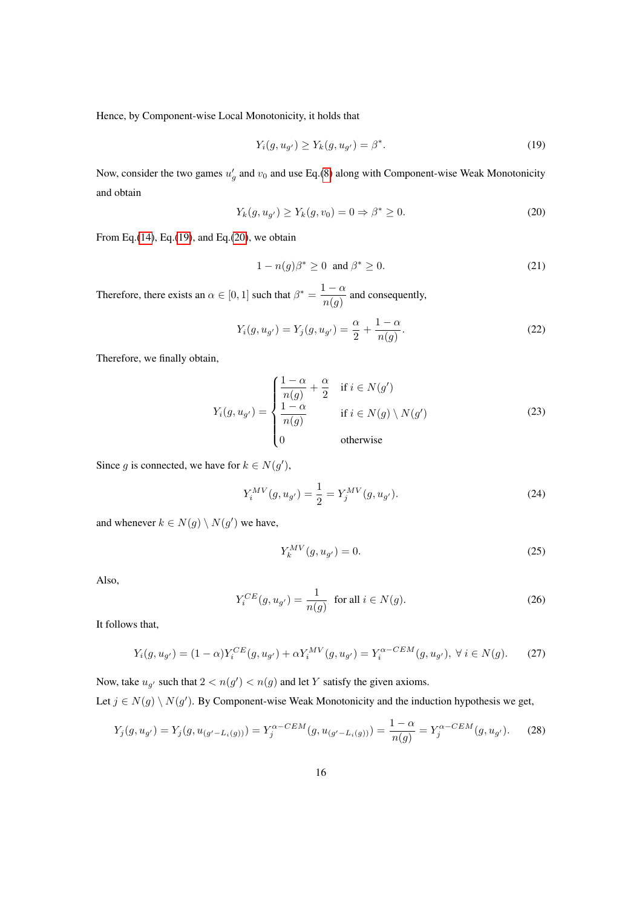Hence, by Component-wise Local Monotonicity, it holds that

$$Y_i(g, u_{g'}) \geq Y_k(g, u_{g'}) = \beta^*. \tag{19}$$

Now, consider the two games $u'_g$ and $v_0$ and use Eq.(8) along with Component-wise Weak Monotonicity and obtain

$$Y_k(g, u_{g'}) \geq Y_k(g, v_0) = 0 \Rightarrow \beta^* \geq 0. \tag{20}$$

From Eq.(14), Eq.(19), and Eq.(20), we obtain

$$1 - n(g)\beta^* \geq 0 \text{ and } \beta^* \geq 0. \tag{21}$$

Therefore, there exists an $\alpha \in [0, 1]$ such that $\beta^* = \dfrac{1-\alpha}{n(g)}$ and consequently,

$$Y_i(g, u_{g'}) = Y_j(g, u_{g'}) = \frac{\alpha}{2} + \frac{1-\alpha}{n(g)}. \tag{22}$$

Therefore, we finally obtain,

$$Y_i(g, u_{g'}) = \begin{cases} \dfrac{1-\alpha}{n(g)} + \dfrac{\alpha}{2} & \text{if } i \in N(g') \\ \dfrac{1-\alpha}{n(g)} & \text{if } i \in N(g) \setminus N(g') \\ 0 & \text{otherwise} \end{cases} \tag{23}$$

Since $g$ is connected, we have for $k \in N(g')$,

$$Y_i^{MV}(g, u_{g'}) = \frac{1}{2} = Y_j^{MV}(g, u_{g'}). \tag{24}$$

and whenever $k \in N(g) \setminus N(g')$ we have,

$$Y_k^{MV}(g, u_{g'}) = 0. \tag{25}$$

Also,

$$Y_i^{CE}(g, u_{g'}) = \frac{1}{n(g)} \text{ for all } i \in N(g). \tag{26}$$

It follows that,

$$Y_i(g, u_{g'}) = (1-\alpha)Y_i^{CE}(g, u_{g'}) + \alpha Y_i^{MV}(g, u_{g'}) = Y_i^{\alpha-CEM}(g, u_{g'}), \; \forall\, i \in N(g). \tag{27}$$

Now, take $u_{g'}$ such that $2 < n(g') < n(g)$ and let $Y$ satisfy the given axioms.

Let $j \in N(g) \setminus N(g')$. By Component-wise Weak Monotonicity and the induction hypothesis we get,

$$Y_j(g, u_{g'}) = Y_j(g, u_{(g'-L_i(g))}) = Y_j^{\alpha-CEM}(g, u_{(g'-L_i(g))}) = \frac{1-\alpha}{n(g)} = Y_j^{\alpha-CEM}(g, u_{g'}). \tag{28}$$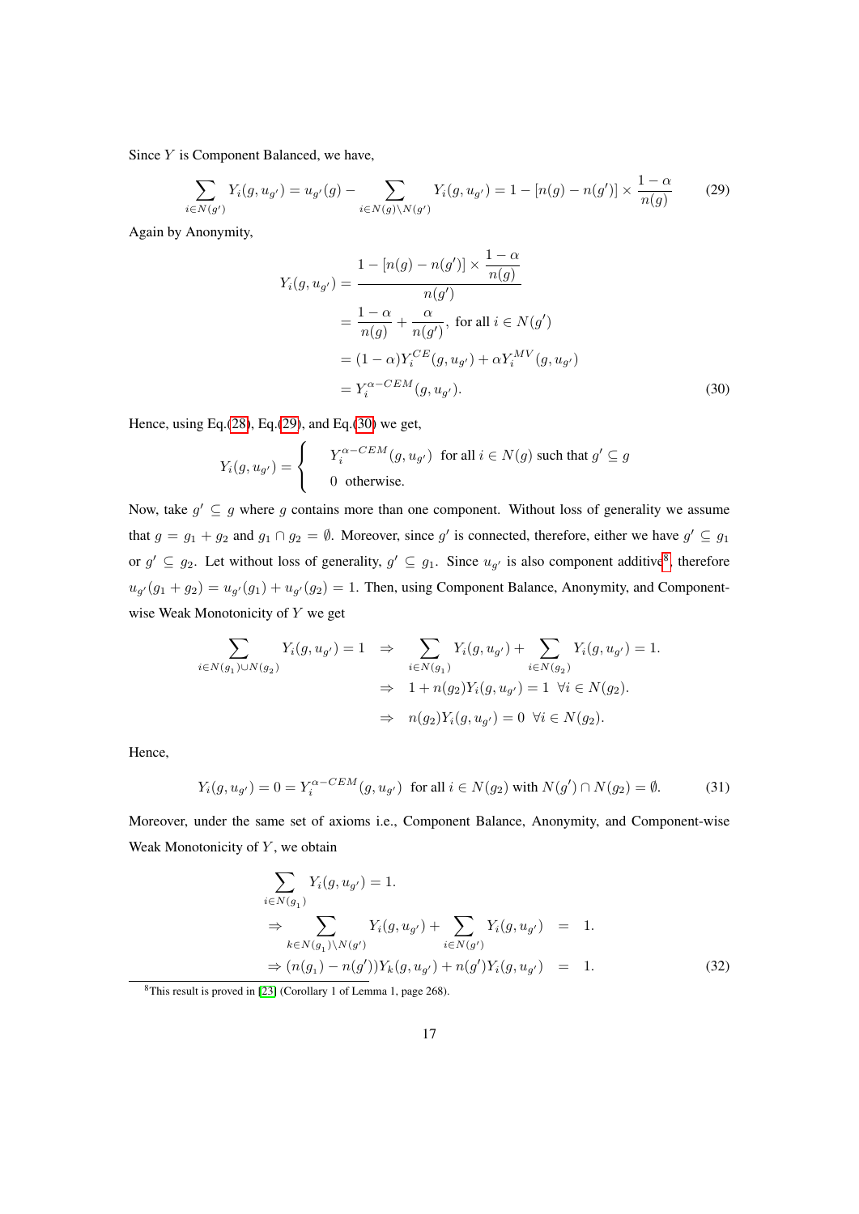Since $Y$ is Component Balanced, we have,

$$\sum_{i \in N(g')} Y_i(g, u_{g'}) = u_{g'}(g) - \sum_{i \in N(g)\setminus N(g')} Y_i(g, u_{g'}) = 1 - [n(g) - n(g')] \times \frac{1-\alpha}{n(g)} \tag{29}$$

Again by Anonymity,

$$\begin{aligned} Y_i(g, u_{g'}) &= \frac{1 - [n(g) - n(g')] \times \dfrac{1-\alpha}{n(g)}}{n(g')} \\ &= \frac{1-\alpha}{n(g)} + \frac{\alpha}{n(g')}, \text{ for all } i \in N(g') \\ &= (1-\alpha) Y_i^{CE}(g, u_{g'}) + \alpha Y_i^{MV}(g, u_{g'}) \\ &= Y_i^{\alpha - CEM}(g, u_{g'}). \end{aligned} \tag{30}$$

Hence, using Eq.(28), Eq.(29), and Eq.(30) we get,

$$Y_i(g, u_{g'}) = \begin{cases} Y_i^{\alpha - CEM}(g, u_{g'}) & \text{for all } i \in N(g) \text{ such that } g' \subseteq g \\ 0 & \text{otherwise.} \end{cases}$$

Now, take $g' \subseteq g$ where $g$ contains more than one component. Without loss of generality we assume that $g = g_1 + g_2$ and $g_1 \cap g_2 = \emptyset$. Moreover, since $g'$ is connected, therefore, either we have $g' \subseteq g_1$ or $g' \subseteq g_2$. Let without loss of generality, $g' \subseteq g_1$. Since $u_{g'}$ is also component additive[8], therefore $u_{g'}(g_1 + g_2) = u_{g'}(g_1) + u_{g'}(g_2) = 1$. Then, using Component Balance, Anonymity, and Component-wise Weak Monotonicity of $Y$ we get

$$\begin{aligned} \sum_{i \in N(g_1) \cup N(g_2)} Y_i(g, u_{g'}) = 1 \quad &\Rightarrow \quad \sum_{i \in N(g_1)} Y_i(g, u_{g'}) + \sum_{i \in N(g_2)} Y_i(g, u_{g'}) = 1. \\ &\Rightarrow \quad 1 + n(g_2) Y_i(g, u_{g'}) = 1 \;\; \forall i \in N(g_2). \\ &\Rightarrow \quad n(g_2) Y_i(g, u_{g'}) = 0 \;\; \forall i \in N(g_2). \end{aligned}$$

Hence,

$$Y_i(g, u_{g'}) = 0 = Y_i^{\alpha - CEM}(g, u_{g'}) \;\; \text{for all } i \in N(g_2) \text{ with } N(g') \cap N(g_2) = \emptyset. \tag{31}$$

Moreover, under the same set of axioms i.e., Component Balance, Anonymity, and Component-wise Weak Monotonicity of $Y$, we obtain

$$\begin{aligned} &\sum_{i \in N(g_1)} Y_i(g, u_{g'}) = 1. \\ &\Rightarrow \sum_{k \in N(g_1)\setminus N(g')} Y_i(g, u_{g'}) + \sum_{i \in N(g')} Y_i(g, u_{g'}) = 1. \\ &\Rightarrow (n(g_1) - n(g')) Y_k(g, u_{g'}) + n(g') Y_i(g, u_{g'}) = 1. \end{aligned} \tag{32}$$

[8] This result is proved in [23] (Corollary 1 of Lemma 1, page 268).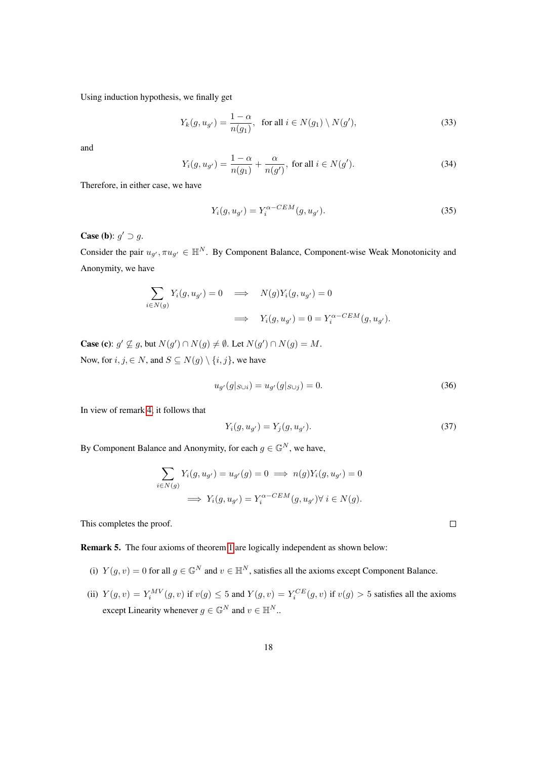Using induction hypothesis, we finally get

$$Y_k(g, u_{g'}) = \frac{1-\alpha}{n(g_1)}, \quad \text{for all } i \in N(g_1) \setminus N(g'), \tag{33}$$

and

$$Y_i(g, u_{g'}) = \frac{1-\alpha}{n(g_1)} + \frac{\alpha}{n(g')}, \text{ for all } i \in N(g'). \tag{34}$$

Therefore, in either case, we have

$$Y_i(g, u_{g'}) = Y_i^{\alpha-CEM}(g, u_{g'}). \tag{35}$$

**Case (b)**: $g' \supset g$.

Consider the pair $u_{g'}, \pi u_{g'} \in \mathbb{H}^N$. By Component Balance, Component-wise Weak Monotonicity and Anonymity, we have

$$\begin{aligned}
\sum_{i \in N(g)} Y_i(g, u_{g'}) = 0 \quad &\implies \quad N(g) Y_i(g, u_{g'}) = 0 \\
&\implies \quad Y_i(g, u_{g'}) = 0 = Y_i^{\alpha-CEM}(g, u_{g'}).
\end{aligned}$$

**Case (c)**: $g' \not\subseteq g$, but $N(g') \cap N(g) \neq \emptyset$. Let $N(g') \cap N(g) = M$.

Now, for $i, j, \in N$, and $S \subseteq N(g) \setminus \{i, j\}$, we have

$$u_{g'}(g|_{S \cup i}) = u_{g'}(g|_{S \cup j}) = 0. \tag{36}$$

In view of remark 4, it follows that

$$Y_i(g, u_{g'}) = Y_j(g, u_{g'}). \tag{37}$$

By Component Balance and Anonymity, for each $g \in \mathbb{G}^N$, we have,

$$\begin{aligned}
\sum_{i \in N(g)} Y_i(g, u_{g'}) = u_{g'}(g) = 0 \implies n(g) Y_i(g, u_{g'}) = 0 \\
\implies Y_i(g, u_{g'}) = Y_i^{\alpha-CEM}(g, u_{g'}) \forall \, i \in N(g).
\end{aligned}$$

This completes the proof. □

**Remark 5.** The four axioms of theorem 1 are logically independent as shown below:

(i) $Y(g, v) = 0$ for all $g \in \mathbb{G}^N$ and $v \in \mathbb{H}^N$, satisfies all the axioms except Component Balance.

(ii) $Y(g, v) = Y_i^{MV}(g, v)$ if $v(g) \leq 5$ and $Y(g, v) = Y_i^{CE}(g, v)$ if $v(g) > 5$ satisfies all the axioms except Linearity whenever $g \in \mathbb{G}^N$ and $v \in \mathbb{H}^N$..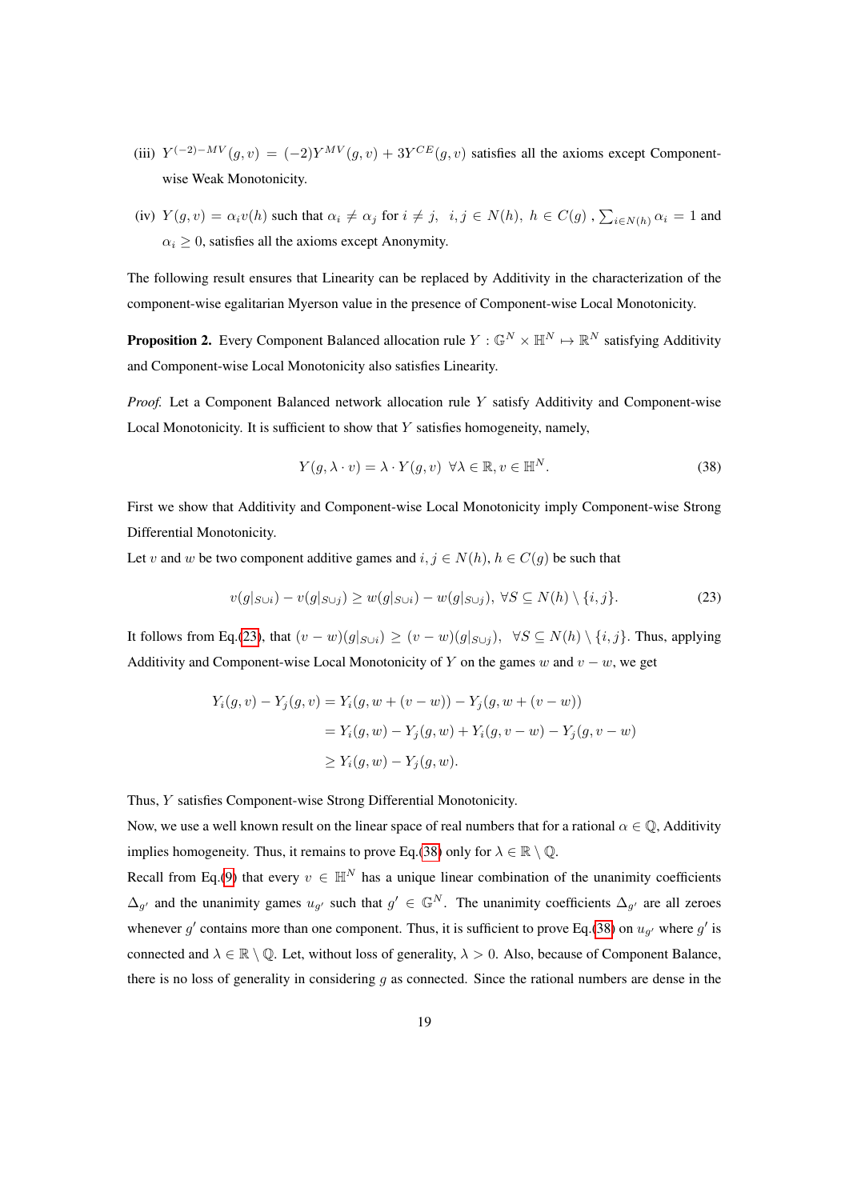(iii) $Y^{(-2)-MV}(g,v) = (-2)Y^{MV}(g,v) + 3Y^{CE}(g,v)$ satisfies all the axioms except Component-wise Weak Monotonicity.

(iv) $Y(g,v) = \alpha_i v(h)$ such that $\alpha_i \neq \alpha_j$ for $i \neq j$, $i,j \in N(h)$, $h \in C(g)$, $\sum_{i \in N(h)} \alpha_i = 1$ and $\alpha_i \geq 0$, satisfies all the axioms except Anonymity.

The following result ensures that Linearity can be replaced by Additivity in the characterization of the component-wise egalitarian Myerson value in the presence of Component-wise Local Monotonicity.

**Proposition 2.** Every Component Balanced allocation rule $Y : \mathbb{G}^N \times \mathbb{H}^N \mapsto \mathbb{R}^N$ satisfying Additivity and Component-wise Local Monotonicity also satisfies Linearity.

*Proof.* Let a Component Balanced network allocation rule $Y$ satisfy Additivity and Component-wise Local Monotonicity. It is sufficient to show that $Y$ satisfies homogeneity, namely,

$$Y(g, \lambda \cdot v) = \lambda \cdot Y(g,v) \;\; \forall \lambda \in \mathbb{R}, v \in \mathbb{H}^N. \tag{38}$$

First we show that Additivity and Component-wise Local Monotonicity imply Component-wise Strong Differential Monotonicity.

Let $v$ and $w$ be two component additive games and $i,j \in N(h)$, $h \in C(g)$ be such that

$$v(g|_{S\cup i}) - v(g|_{S\cup j}) \geq w(g|_{S\cup i}) - w(g|_{S\cup j}), \; \forall S \subseteq N(h) \setminus \{i,j\}. \tag{23}$$

It follows from Eq.(23), that $(v-w)(g|_{S\cup i}) \geq (v-w)(g|_{S\cup j})$, $\forall S \subseteq N(h) \setminus \{i,j\}$. Thus, applying Additivity and Component-wise Local Monotonicity of $Y$ on the games $w$ and $v-w$, we get

$$\begin{aligned}
Y_i(g,v) - Y_j(g,v) &= Y_i(g, w + (v-w)) - Y_j(g, w + (v-w)) \\
&= Y_i(g,w) - Y_j(g,w) + Y_i(g, v-w) - Y_j(g, v-w) \\
&\geq Y_i(g,w) - Y_j(g,w).
\end{aligned}$$

Thus, $Y$ satisfies Component-wise Strong Differential Monotonicity.

Now, we use a well known result on the linear space of real numbers that for a rational $\alpha \in \mathbb{Q}$, Additivity implies homogeneity. Thus, it remains to prove Eq.(38) only for $\lambda \in \mathbb{R} \setminus \mathbb{Q}$.

Recall from Eq.(9) that every $v \in \mathbb{H}^N$ has a unique linear combination of the unanimity coefficients $\Delta_{g'}$ and the unanimity games $u_{g'}$ such that $g' \in \mathbb{G}^N$. The unanimity coefficients $\Delta_{g'}$ are all zeroes whenever $g'$ contains more than one component. Thus, it is sufficient to prove Eq.(38) on $u_{g'}$ where $g'$ is connected and $\lambda \in \mathbb{R} \setminus \mathbb{Q}$. Let, without loss of generality, $\lambda > 0$. Also, because of Component Balance, there is no loss of generality in considering $g$ as connected. Since the rational numbers are dense in the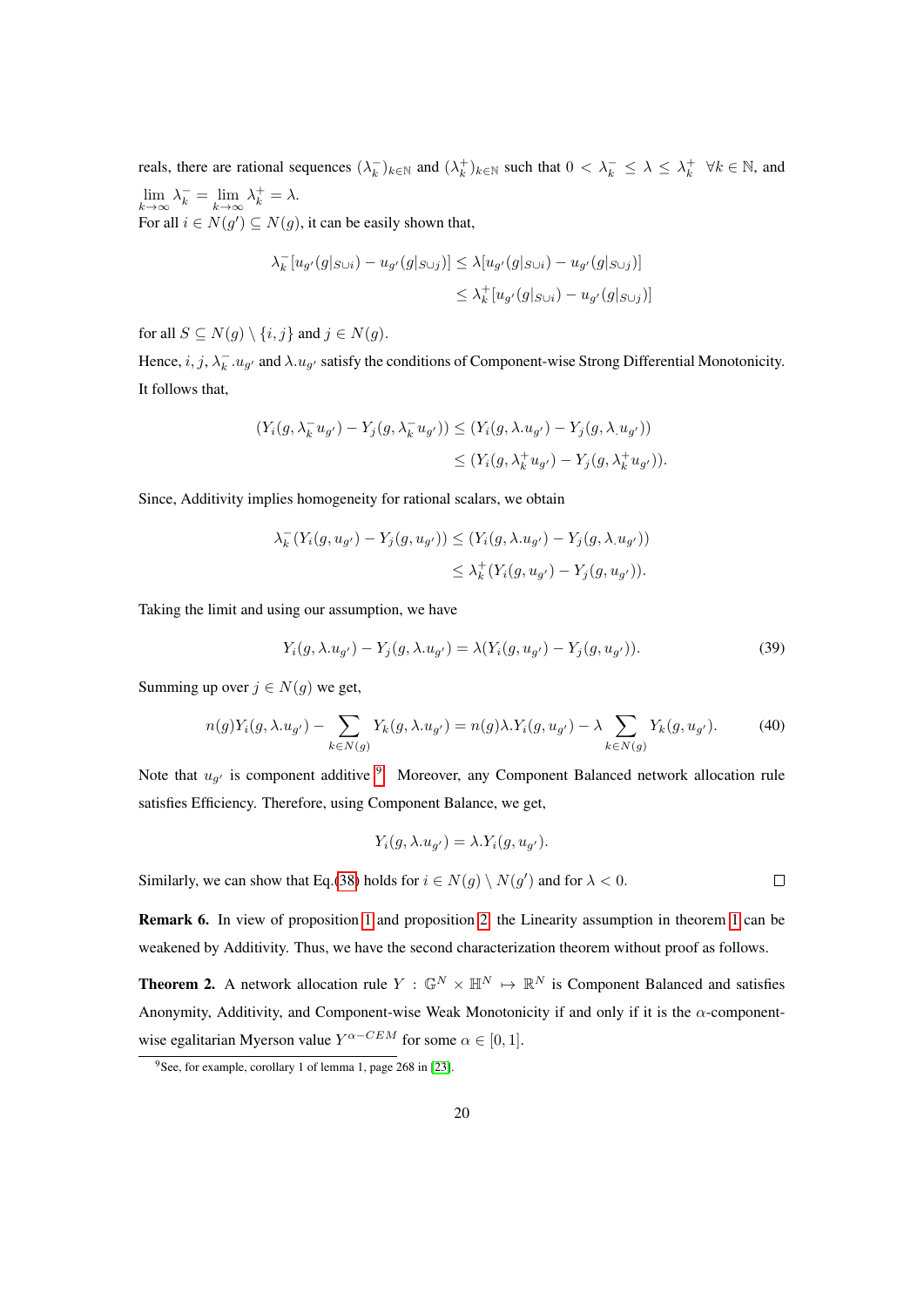reals, there are rational sequences $(\lambda_k^-)_{k\in\mathbb{N}}$ and $(\lambda_k^+)_{k\in\mathbb{N}}$ such that $0 < \lambda_k^- \leq \lambda \leq \lambda_k^+ \;\; \forall k \in \mathbb{N}$, and $\lim_{k\to\infty} \lambda_k^- = \lim_{k\to\infty} \lambda_k^+ = \lambda$.
For all $i \in N(g') \subseteq N(g)$, it can be easily shown that,

$$
\begin{aligned}
\lambda_k^-[u_{g'}(g|_{S\cup i}) - u_{g'}(g|_{S\cup j})] &\leq \lambda[u_{g'}(g|_{S\cup i}) - u_{g'}(g|_{S\cup j})] \\
&\leq \lambda_k^+[u_{g'}(g|_{S\cup i}) - u_{g'}(g|_{S\cup j})]
\end{aligned}
$$

for all $S \subseteq N(g) \setminus \{i, j\}$ and $j \in N(g)$.
Hence, $i, j, \lambda_k^-.u_{g'}$ and $\lambda.u_{g'}$ satisfy the conditions of Component-wise Strong Differential Monotonicity. It follows that,

$$
\begin{aligned}
(Y_i(g, \lambda_k^- u_{g'}) - Y_j(g, \lambda_k^- u_{g'})) &\leq (Y_i(g, \lambda.u_{g'}) - Y_j(g, \lambda.u_{g'})) \\
&\leq (Y_i(g, \lambda_k^+ u_{g'}) - Y_j(g, \lambda_k^+ u_{g'})).
\end{aligned}
$$

Since, Additivity implies homogeneity for rational scalars, we obtain

$$
\begin{aligned}
\lambda_k^-(Y_i(g, u_{g'}) - Y_j(g, u_{g'})) &\leq (Y_i(g, \lambda.u_{g'}) - Y_j(g, \lambda.u_{g'})) \\
&\leq \lambda_k^+(Y_i(g, u_{g'}) - Y_j(g, u_{g'})).
\end{aligned}
$$

Taking the limit and using our assumption, we have

$$
Y_i(g, \lambda.u_{g'}) - Y_j(g, \lambda.u_{g'}) = \lambda(Y_i(g, u_{g'}) - Y_j(g, u_{g'})). \tag{39}
$$

Summing up over $j \in N(g)$ we get,

$$
n(g)Y_i(g, \lambda.u_{g'}) - \sum_{k\in N(g)} Y_k(g, \lambda.u_{g'}) = n(g)\lambda.Y_i(g, u_{g'}) - \lambda \sum_{k\in N(g)} Y_k(g, u_{g'}). \tag{40}
$$

Note that $u_{g'}$ is component additive [9]. Moreover, any Component Balanced network allocation rule satisfies Efficiency. Therefore, using Component Balance, we get,

$$
Y_i(g, \lambda.u_{g'}) = \lambda.Y_i(g, u_{g'}).
$$

Similarly, we can show that Eq.(38) holds for $i \in N(g) \setminus N(g')$ and for $\lambda < 0$. □

**Remark 6.** In view of proposition 1 and proposition 2, the Linearity assumption in theorem 1 can be weakened by Additivity. Thus, we have the second characterization theorem without proof as follows.

**Theorem 2.** A network allocation rule $Y : \mathbb{G}^N \times \mathbb{H}^N \mapsto \mathbb{R}^N$ is Component Balanced and satisfies Anonymity, Additivity, and Component-wise Weak Monotonicity if and only if it is the $\alpha$-component-wise egalitarian Myerson value $Y^{\alpha-CEM}$ for some $\alpha \in [0, 1]$.

[9]See, for example, corollary 1 of lemma 1, page 268 in [23].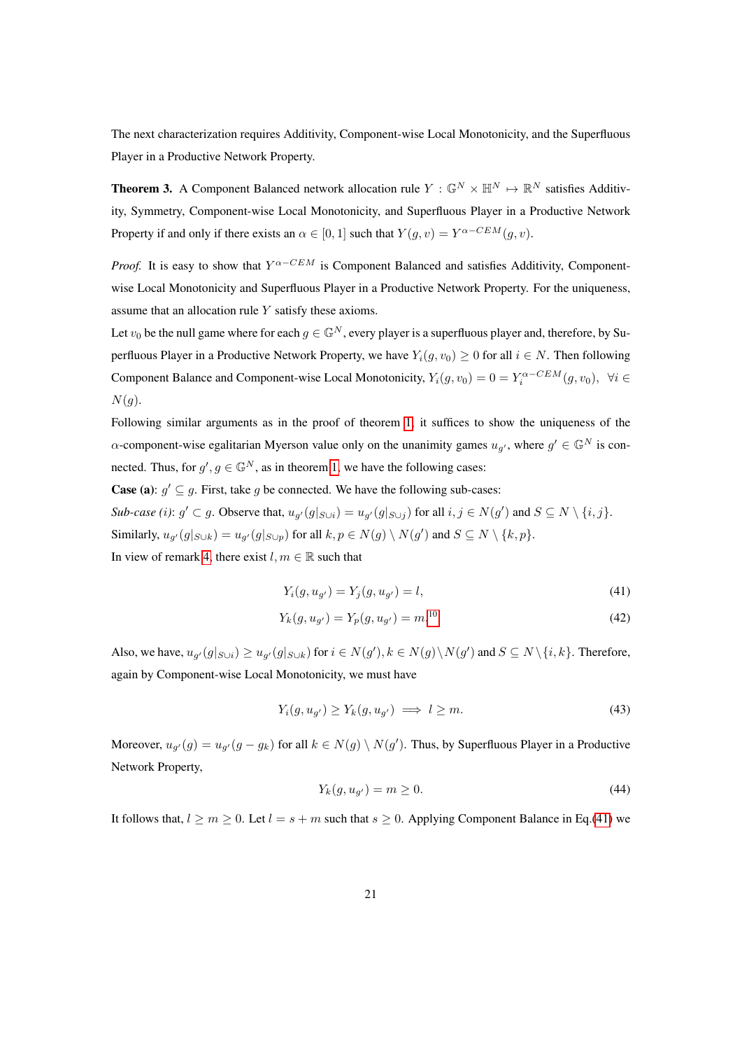The next characterization requires Additivity, Component-wise Local Monotonicity, and the Superfluous Player in a Productive Network Property.

**Theorem 3.** A Component Balanced network allocation rule $Y : \mathbb{G}^N \times \mathbb{H}^N \mapsto \mathbb{R}^N$ satisfies Additivity, Symmetry, Component-wise Local Monotonicity, and Superfluous Player in a Productive Network Property if and only if there exists an $\alpha \in [0, 1]$ such that $Y(g, v) = Y^{\alpha-CEM}(g, v)$.

*Proof.* It is easy to show that $Y^{\alpha-CEM}$ is Component Balanced and satisfies Additivity, Component-wise Local Monotonicity and Superfluous Player in a Productive Network Property. For the uniqueness, assume that an allocation rule $Y$ satisfy these axioms.

Let $v_0$ be the null game where for each $g \in \mathbb{G}^N$, every player is a superfluous player and, therefore, by Superfluous Player in a Productive Network Property, we have $Y_i(g, v_0) \geq 0$ for all $i \in N$. Then following Component Balance and Component-wise Local Monotonicity, $Y_i(g, v_0) = 0 = Y_i^{\alpha-CEM}(g, v_0), \ \forall i \in N(g)$.

Following similar arguments as in the proof of theorem 1, it suffices to show the uniqueness of the $\alpha$-component-wise egalitarian Myerson value only on the unanimity games $u_{g'}$, where $g' \in \mathbb{G}^N$ is connected. Thus, for $g', g \in \mathbb{G}^N$, as in theorem 1, we have the following cases:

**Case (a)**: $g' \subseteq g$. First, take $g$ be connected. We have the following sub-cases:

*Sub-case (i)*: $g' \subset g$. Observe that, $u_{g'}(g|_{S \cup i}) = u_{g'}(g|_{S \cup j})$ for all $i, j \in N(g')$ and $S \subseteq N \setminus \{i, j\}$. Similarly, $u_{g'}(g|_{S \cup k}) = u_{g'}(g|_{S \cup p})$ for all $k, p \in N(g) \setminus N(g')$ and $S \subseteq N \setminus \{k, p\}$.

In view of remark 4, there exist $l, m \in \mathbb{R}$ such that

$$Y_i(g, u_{g'}) = Y_j(g, u_{g'}) = l, \tag{41}$$

$$Y_k(g, u_{g'}) = Y_p(g, u_{g'}) = m.\text{[10]} \tag{42}$$

Also, we have, $u_{g'}(g|_{S \cup i}) \geq u_{g'}(g|_{S \cup k})$ for $i \in N(g'), k \in N(g) \setminus N(g')$ and $S \subseteq N \setminus \{i, k\}$. Therefore, again by Component-wise Local Monotonicity, we must have

$$Y_i(g, u_{g'}) \geq Y_k(g, u_{g'}) \implies l \geq m. \tag{43}$$

Moreover, $u_{g'}(g) = u_{g'}(g - g_k)$ for all $k \in N(g) \setminus N(g')$. Thus, by Superfluous Player in a Productive Network Property,

$$Y_k(g, u_{g'}) = m \geq 0. \tag{44}$$

It follows that, $l \geq m \geq 0$. Let $l = s + m$ such that $s \geq 0$. Applying Component Balance in Eq.(41) we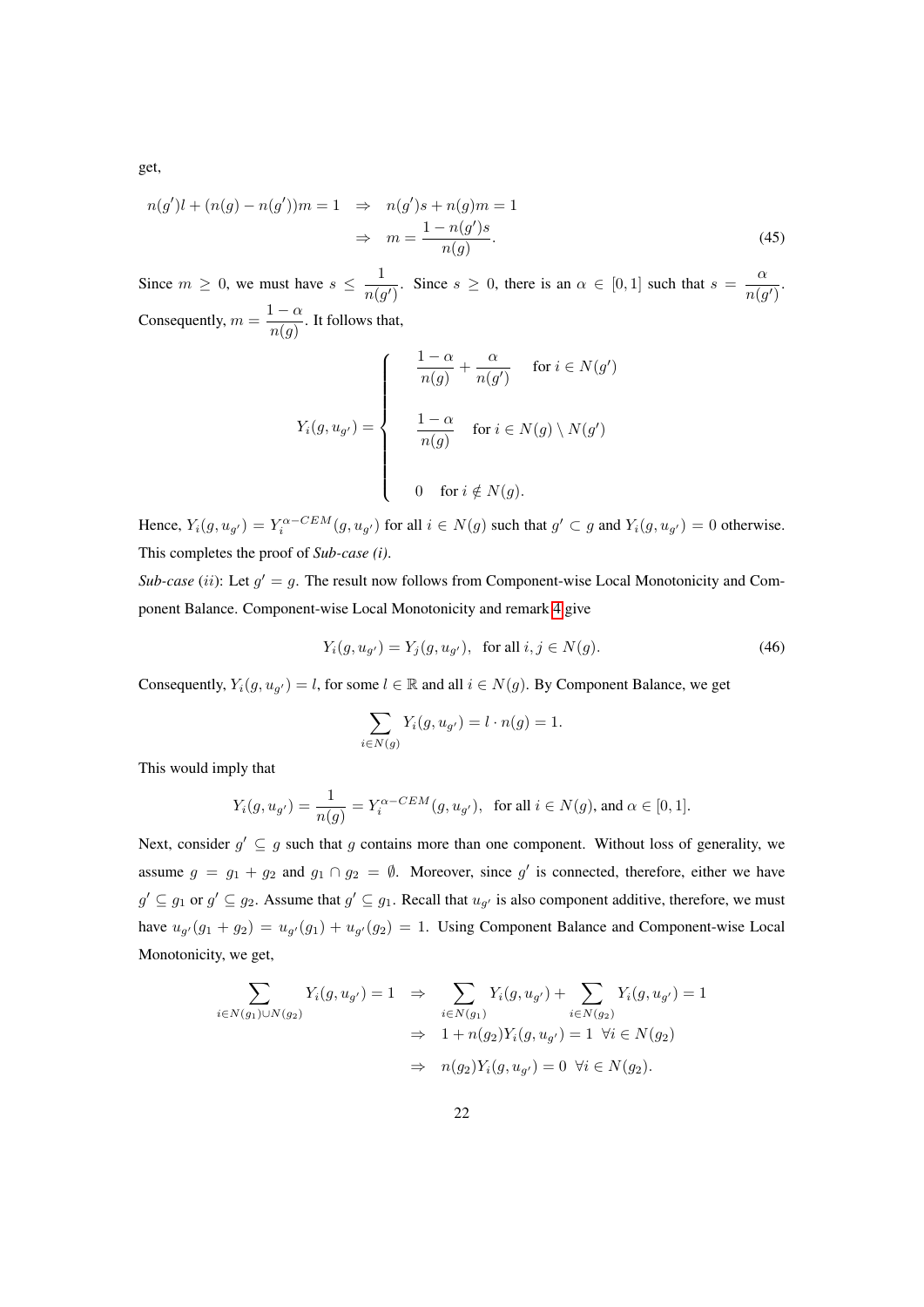get,

$$n(g')l + (n(g) - n(g'))m = 1 \quad \Rightarrow \quad n(g')s + n(g)m = 1$$
$$\Rightarrow \quad m = \frac{1 - n(g')s}{n(g)}. \tag{45}$$

Since $m \geq 0$, we must have $s \leq \dfrac{1}{n(g')}$. Since $s \geq 0$, there is an $\alpha \in [0, 1]$ such that $s = \dfrac{\alpha}{n(g')}$. Consequently, $m = \dfrac{1-\alpha}{n(g)}$. It follows that,

$$Y_i(g, u_{g'}) = \begin{cases} \dfrac{1-\alpha}{n(g)} + \dfrac{\alpha}{n(g')} & \text{for } i \in N(g') \\ \\ \dfrac{1-\alpha}{n(g)} & \text{for } i \in N(g) \setminus N(g') \\ \\ 0 & \text{for } i \notin N(g). \end{cases}$$

Hence, $Y_i(g, u_{g'}) = Y_i^{\alpha-CEM}(g, u_{g'})$ for all $i \in N(g)$ such that $g' \subset g$ and $Y_i(g, u_{g'}) = 0$ otherwise. This completes the proof of *Sub-case (i)*.

*Sub-case* $(ii)$: Let $g' = g$. The result now follows from Component-wise Local Monotonicity and Component Balance. Component-wise Local Monotonicity and remark 4 give

$$Y_i(g, u_{g'}) = Y_j(g, u_{g'}), \quad \text{for all } i, j \in N(g). \tag{46}$$

Consequently, $Y_i(g, u_{g'}) = l$, for some $l \in \mathbb{R}$ and all $i \in N(g)$. By Component Balance, we get

$$\sum_{i \in N(g)} Y_i(g, u_{g'}) = l \cdot n(g) = 1.$$

This would imply that

$$Y_i(g, u_{g'}) = \frac{1}{n(g)} = Y_i^{\alpha-CEM}(g, u_{g'}), \quad \text{for all } i \in N(g), \text{ and } \alpha \in [0, 1].$$

Next, consider $g' \subseteq g$ such that $g$ contains more than one component. Without loss of generality, we assume $g = g_1 + g_2$ and $g_1 \cap g_2 = \emptyset$. Moreover, since $g'$ is connected, therefore, either we have $g' \subseteq g_1$ or $g' \subseteq g_2$. Assume that $g' \subseteq g_1$. Recall that $u_{g'}$ is also component additive, therefore, we must have $u_{g'}(g_1 + g_2) = u_{g'}(g_1) + u_{g'}(g_2) = 1$. Using Component Balance and Component-wise Local Monotonicity, we get,

$$\sum_{i \in N(g_1) \cup N(g_2)} Y_i(g, u_{g'}) = 1 \quad \Rightarrow \quad \sum_{i \in N(g_1)} Y_i(g, u_{g'}) + \sum_{i \in N(g_2)} Y_i(g, u_{g'}) = 1$$
$$\Rightarrow \quad 1 + n(g_2) Y_i(g, u_{g'}) = 1 \ \ \forall i \in N(g_2)$$
$$\Rightarrow \quad n(g_2) Y_i(g, u_{g'}) = 0 \ \ \forall i \in N(g_2).$$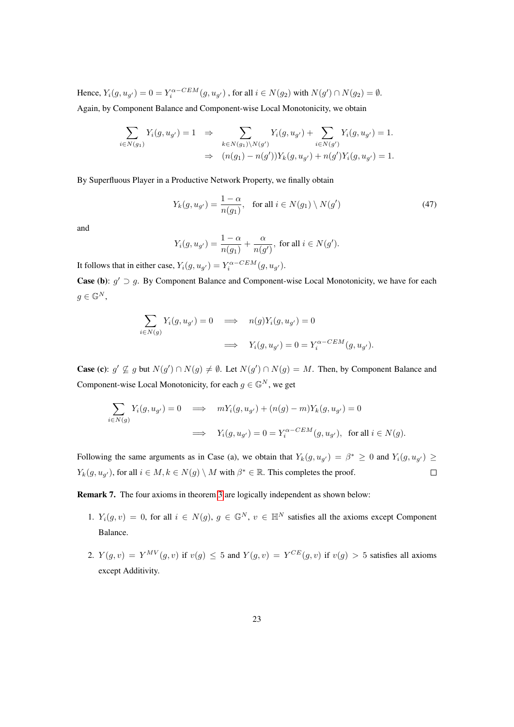Hence, $Y_i(g, u_{g'}) = 0 = Y_i^{\alpha-CEM}(g, u_{g'})$ , for all $i \in N(g_2)$ with $N(g') \cap N(g_2) = \emptyset$.

Again, by Component Balance and Component-wise Local Monotonicity, we obtain

$$
\begin{aligned}
\sum_{i \in N(g_1)} Y_i(g, u_{g'}) = 1 \quad &\Rightarrow \quad \sum_{k \in N(g_1) \setminus N(g')} Y_i(g, u_{g'}) + \sum_{i \in N(g')} Y_i(g, u_{g'}) = 1. \\
&\Rightarrow \quad (n(g_1) - n(g'))Y_k(g, u_{g'}) + n(g')Y_i(g, u_{g'}) = 1.
\end{aligned}
$$

By Superfluous Player in a Productive Network Property, we finally obtain

$$
Y_k(g, u_{g'}) = \frac{1-\alpha}{n(g_1)}, \quad \text{for all } i \in N(g_1) \setminus N(g') \tag{47}
$$

and

$$
Y_i(g, u_{g'}) = \frac{1-\alpha}{n(g_1)} + \frac{\alpha}{n(g')}, \text{ for all } i \in N(g').
$$

It follows that in either case, $Y_i(g, u_{g'}) = Y_i^{\alpha-CEM}(g, u_{g'})$.

**Case (b)**: $g' \supset g$. By Component Balance and Component-wise Local Monotonicity, we have for each $g \in \mathbb{G}^N$,

$$
\begin{aligned}
\sum_{i \in N(g)} Y_i(g, u_{g'}) = 0 \quad &\Longrightarrow \quad n(g)Y_i(g, u_{g'}) = 0 \\
&\Longrightarrow \quad Y_i(g, u_{g'}) = 0 = Y_i^{\alpha-CEM}(g, u_{g'}).
\end{aligned}
$$

**Case (c)**: $g' \not\subseteq g$ but $N(g') \cap N(g) \neq \emptyset$. Let $N(g') \cap N(g) = M$. Then, by Component Balance and Component-wise Local Monotonicity, for each $g \in \mathbb{G}^N$, we get

$$
\begin{aligned}
\sum_{i \in N(g)} Y_i(g, u_{g'}) = 0 \quad &\Longrightarrow \quad mY_i(g, u_{g'}) + (n(g) - m)Y_k(g, u_{g'}) = 0 \\
&\Longrightarrow \quad Y_i(g, u_{g'}) = 0 = Y_i^{\alpha-CEM}(g, u_{g'}), \ \text{ for all } i \in N(g).
\end{aligned}
$$

Following the same arguments as in Case (a), we obtain that $Y_k(g, u_{g'}) = \beta^* \geq 0$ and $Y_i(g, u_{g'}) \geq Y_k(g, u_{g'})$, for all $i \in M, k \in N(g) \setminus M$ with $\beta^* \in \mathbb{R}$. This completes the proof. $\square$

**Remark 7.** The four axioms in theorem 3 are logically independent as shown below:

1. $Y_i(g, v) = 0$, for all $i \in N(g)$, $g \in \mathbb{G}^N$, $v \in \mathbb{H}^N$ satisfies all the axioms except Component Balance.

2. $Y(g, v) = Y^{MV}(g, v)$ if $v(g) \leq 5$ and $Y(g, v) = Y^{CE}(g, v)$ if $v(g) > 5$ satisfies all axioms except Additivity.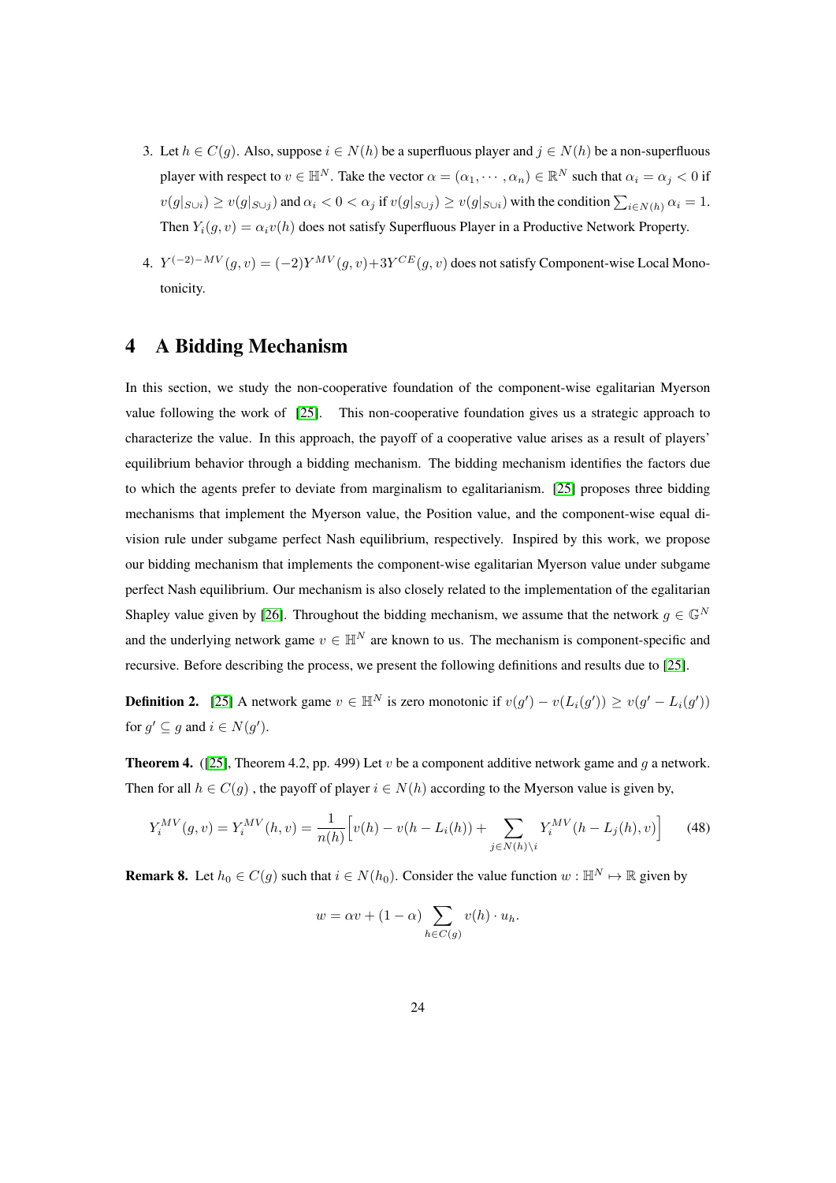3. Let $h \in C(g)$. Also, suppose $i \in N(h)$ be a superfluous player and $j \in N(h)$ be a non-superfluous player with respect to $v \in \mathbb{H}^N$. Take the vector $\alpha = (\alpha_1, \cdots, \alpha_n) \in \mathbb{R}^N$ such that $\alpha_i = \alpha_j < 0$ if $v(g|_{S \cup i}) \geq v(g|_{S \cup j})$ and $\alpha_i < 0 < \alpha_j$ if $v(g|_{S \cup j}) \geq v(g|_{S \cup i})$ with the condition $\sum_{i \in N(h)} \alpha_i = 1$. Then $Y_i(g, v) = \alpha_i v(h)$ does not satisfy Superfluous Player in a Productive Network Property.

4. $Y^{(-2)-MV}(g, v) = (-2)Y^{MV}(g, v) + 3Y^{CE}(g, v)$ does not satisfy Component-wise Local Monotonicity.

## 4 A Bidding Mechanism

In this section, we study the non-cooperative foundation of the component-wise egalitarian Myerson value following the work of [25]. This non-cooperative foundation gives us a strategic approach to characterize the value. In this approach, the payoff of a cooperative value arises as a result of players' equilibrium behavior through a bidding mechanism. The bidding mechanism identifies the factors due to which the agents prefer to deviate from marginalism to egalitarianism. [25] proposes three bidding mechanisms that implement the Myerson value, the Position value, and the component-wise equal division rule under subgame perfect Nash equilibrium, respectively. Inspired by this work, we propose our bidding mechanism that implements the component-wise egalitarian Myerson value under subgame perfect Nash equilibrium. Our mechanism is also closely related to the implementation of the egalitarian Shapley value given by [26]. Throughout the bidding mechanism, we assume that the network $g \in \mathbb{G}^N$ and the underlying network game $v \in \mathbb{H}^N$ are known to us. The mechanism is component-specific and recursive. Before describing the process, we present the following definitions and results due to [25].

**Definition 2.** [25] A network game $v \in \mathbb{H}^N$ is zero monotonic if $v(g') - v(L_i(g')) \geq v(g' - L_i(g'))$ for $g' \subseteq g$ and $i \in N(g')$.

**Theorem 4.** ([25], Theorem 4.2, pp. 499) Let $v$ be a component additive network game and $g$ a network. Then for all $h \in C(g)$ , the payoff of player $i \in N(h)$ according to the Myerson value is given by,

$$Y_i^{MV}(g, v) = Y_i^{MV}(h, v) = \frac{1}{n(h)}\Big[v(h) - v(h - L_i(h)) + \sum_{j \in N(h) \setminus i} Y_i^{MV}(h - L_j(h), v)\Big] \tag{48}$$

**Remark 8.** Let $h_0 \in C(g)$ such that $i \in N(h_0)$. Consider the value function $w : \mathbb{H}^N \mapsto \mathbb{R}$ given by

$$w = \alpha v + (1 - \alpha) \sum_{h \in C(g)} v(h) \cdot u_h.$$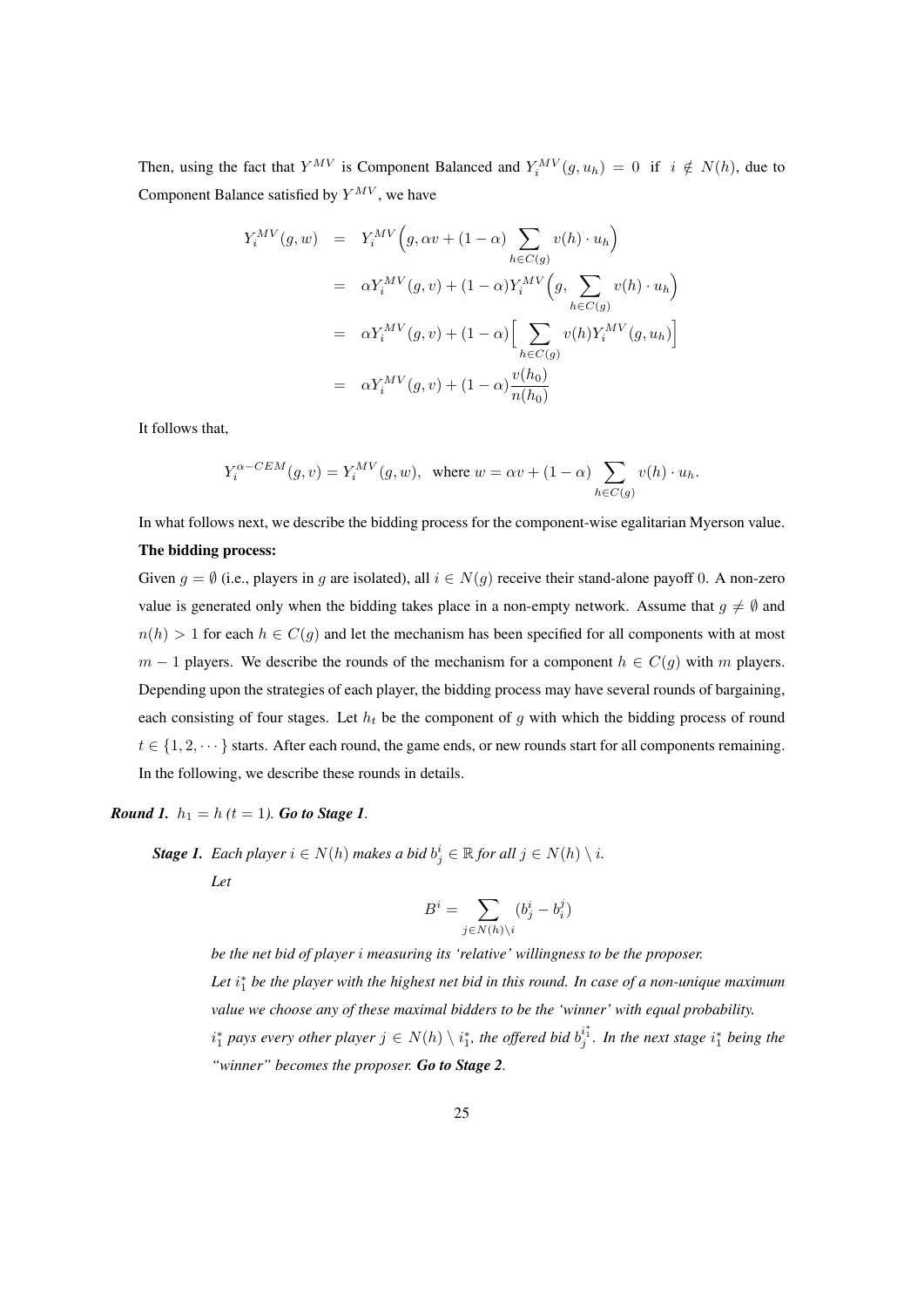Then, using the fact that $Y^{MV}$ is Component Balanced and $Y_i^{MV}(g, u_h) = 0$ if $i \notin N(h)$, due to Component Balance satisfied by $Y^{MV}$, we have

$$
\begin{aligned}
Y_i^{MV}(g, w) &= Y_i^{MV}\Big(g, \alpha v + (1-\alpha) \sum_{h \in C(g)} v(h) \cdot u_h\Big) \\
&= \alpha Y_i^{MV}(g, v) + (1-\alpha) Y_i^{MV}\Big(g, \sum_{h \in C(g)} v(h) \cdot u_h\Big) \\
&= \alpha Y_i^{MV}(g, v) + (1-\alpha) \Big[ \sum_{h \in C(g)} v(h) Y_i^{MV}(g, u_h) \Big] \\
&= \alpha Y_i^{MV}(g, v) + (1-\alpha) \frac{v(h_0)}{n(h_0)}
\end{aligned}
$$

It follows that,

$$
Y_i^{\alpha-CEM}(g, v) = Y_i^{MV}(g, w), \quad \text{where } w = \alpha v + (1-\alpha) \sum_{h \in C(g)} v(h) \cdot u_h.
$$

In what follows next, we describe the bidding process for the component-wise egalitarian Myerson value.

**The bidding process:**

Given $g = \emptyset$ (i.e., players in $g$ are isolated), all $i \in N(g)$ receive their stand-alone payoff 0. A non-zero value is generated only when the bidding takes place in a non-empty network. Assume that $g \neq \emptyset$ and $n(h) > 1$ for each $h \in C(g)$ and let the mechanism has been specified for all components with at most $m-1$ players. We describe the rounds of the mechanism for a component $h \in C(g)$ with $m$ players. Depending upon the strategies of each player, the bidding process may have several rounds of bargaining, each consisting of four stages. Let $h_t$ be the component of $g$ with which the bidding process of round $t \in \{1, 2, \cdots\}$ starts. After each round, the game ends, or new rounds start for all components remaining. In the following, we describe these rounds in details.

***Round 1.*** *$h_1 = h$ ($t = 1$).* ***Go to Stage 1.***

***Stage 1.*** *Each player $i \in N(h)$ makes a bid $b_j^i \in \mathbb{R}$ for all $j \in N(h) \setminus i$.*

*Let*

$$
B^i = \sum_{j \in N(h) \setminus i} (b_j^i - b_i^j)
$$

*be the net bid of player $i$ measuring its 'relative' willingness to be the proposer.*

*Let $i_1^*$ be the player with the highest net bid in this round. In case of a non-unique maximum value we choose any of these maximal bidders to be the 'winner' with equal probability.*

*$i_1^*$ pays every other player $j \in N(h) \setminus i_1^*$, the offered bid $b_j^{i_1^*}$. In the next stage $i_1^*$ being the "winner" becomes the proposer.* ***Go to Stage 2.***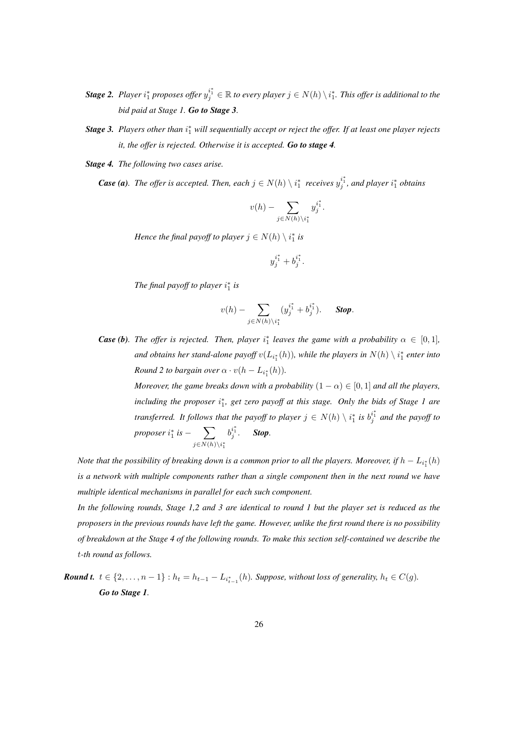***Stage 2.*** *Player $i_1^*$ proposes offer $y_j^{i_1^*} \in \mathbb{R}$ to every player $j \in N(h) \setminus i_1^*$. This offer is additional to the bid paid at Stage 1.* ***Go to Stage 3.***

***Stage 3.*** *Players other than $i_1^*$ will sequentially accept or reject the offer. If at least one player rejects it, the offer is rejected. Otherwise it is accepted.* ***Go to stage 4.***

***Stage 4.*** *The following two cases arise.*

***Case (a).*** *The offer is accepted. Then, each $j \in N(h) \setminus i_1^*$ receives $y_j^{i_1^*}$, and player $i_1^*$ obtains*

$$v(h) - \sum_{j \in N(h) \setminus i_1^*} y_j^{i_1^*}.$$

*Hence the final payoff to player $j \in N(h) \setminus i_1^*$ is*

$$y_j^{i_1^*} + b_j^{i_1^*}.$$

*The final payoff to player $i_1^*$ is*

$$v(h) - \sum_{j \in N(h) \setminus i_1^*} (y_j^{i_1^*} + b_j^{i_1^*}). \qquad \textbf{\textit{Stop}}.$$

***Case (b).*** *The offer is rejected. Then, player $i_1^*$ leaves the game with a probability $\alpha \in [0, 1]$, and obtains her stand-alone payoff $v(L_{i_1^*}(h))$, while the players in $N(h) \setminus i_1^*$ enter into Round 2 to bargain over $\alpha \cdot v(h - L_{i_1^*}(h))$.*

*Moreover, the game breaks down with a probability $(1 - \alpha) \in [0, 1]$ and all the players, including the proposer $i_1^*$, get zero payoff at this stage. Only the bids of Stage 1 are transferred. It follows that the payoff to player $j \in N(h) \setminus i_1^*$ is $b_j^{i_1^*}$ and the payoff to proposer $i_1^*$ is $-\sum_{j \in N(h) \setminus i_1^*} b_j^{i_1^*}$.* ***Stop.***

*Note that the possibility of breaking down is a common prior to all the players. Moreover, if $h - L_{i_1^*}(h)$ is a network with multiple components rather than a single component then in the next round we have multiple identical mechanisms in parallel for each such component.*

*In the following rounds, Stage 1,2 and 3 are identical to round 1 but the player set is reduced as the proposers in the previous rounds have left the game. However, unlike the first round there is no possibility of breakdown at the Stage 4 of the following rounds. To make this section self-contained we describe the $t$-th round as follows.*

***Round t.*** $t \in \{2, \dots, n-1\} : h_t = h_{t-1} - L_{i_{t-1}^*}(h)$. *Suppose, without loss of generality, $h_t \in C(g)$.* ***Go to Stage 1.***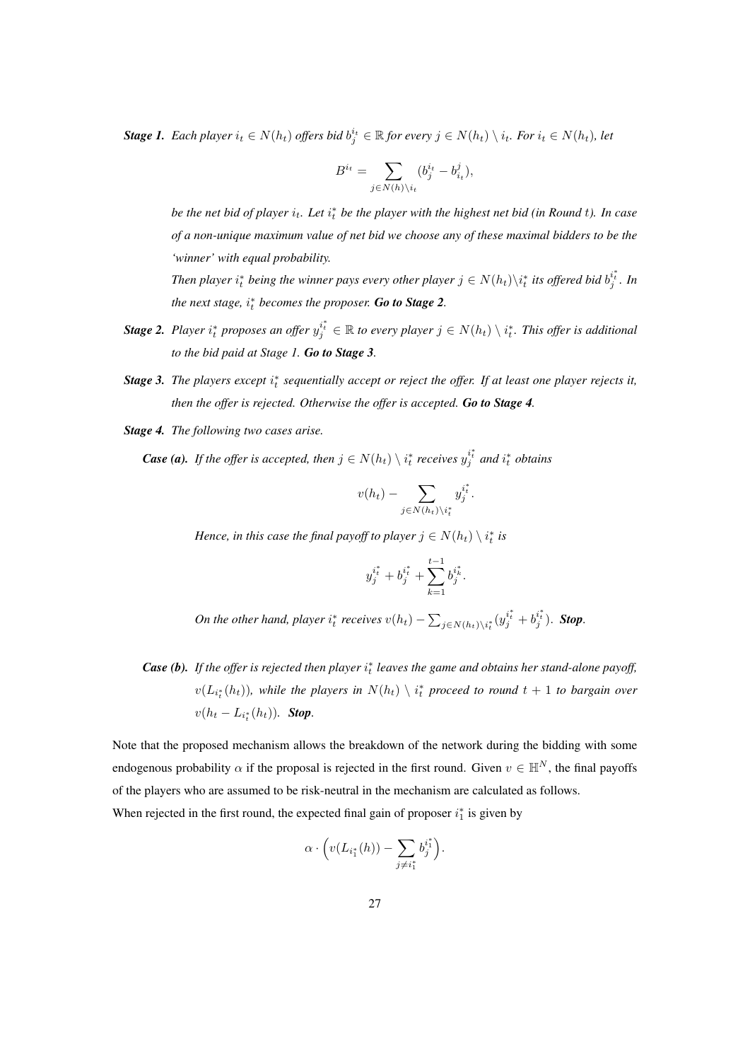***Stage 1.*** *Each player $i_t \in N(h_t)$ offers bid $b^{i_t}_j \in \mathbb{R}$ for every $j \in N(h_t) \setminus i_t$. For $i_t \in N(h_t)$, let*

$$B^{i_t} = \sum_{j \in N(h) \setminus i_t} (b^{i_t}_j - b^{j}_{i_t}),$$

*be the net bid of player $i_t$. Let $i^*_t$ be the player with the highest net bid (in Round $t$). In case of a non-unique maximum value of net bid we choose any of these maximal bidders to be the 'winner' with equal probability.*

*Then player $i^*_t$ being the winner pays every other player $j \in N(h_t) \setminus i^*_t$ its offered bid $b^{i^*_t}_j$. In the next stage, $i^*_t$ becomes the proposer.* ***Go to Stage 2.***

***Stage 2.*** *Player $i^*_t$ proposes an offer $y^{i^*_t}_j \in \mathbb{R}$ to every player $j \in N(h_t) \setminus i^*_t$. This offer is additional to the bid paid at Stage 1.* ***Go to Stage 3.***

***Stage 3.*** *The players except $i^*_t$ sequentially accept or reject the offer. If at least one player rejects it, then the offer is rejected. Otherwise the offer is accepted.* ***Go to Stage 4.***

***Stage 4.*** *The following two cases arise.*

***Case (a).*** *If the offer is accepted, then $j \in N(h_t) \setminus i^*_t$ receives $y^{i^*_t}_j$ and $i^*_t$ obtains*

$$v(h_t) - \sum_{j \in N(h_t) \setminus i^*_t} y^{i^*_t}_j.$$

*Hence, in this case the final payoff to player $j \in N(h_t) \setminus i^*_t$ is*

$$y^{i^*_t}_j + b^{i^*_t}_j + \sum_{k=1}^{t-1} b^{i^*_k}_j.$$

*On the other hand, player $i^*_t$ receives $v(h_t) - \sum_{j \in N(h_t) \setminus i^*_t} (y^{i^*_t}_j + b^{i^*_t}_j)$.* ***Stop.***

***Case (b).*** *If the offer is rejected then player $i^*_t$ leaves the game and obtains her stand-alone payoff, $v(L_{i^*_t}(h_t))$, while the players in $N(h_t) \setminus i^*_t$ proceed to round $t+1$ to bargain over $v(h_t - L_{i^*_t}(h_t))$.* ***Stop.***

Note that the proposed mechanism allows the breakdown of the network during the bidding with some endogenous probability $\alpha$ if the proposal is rejected in the first round. Given $v \in \mathbb{H}^N$, the final payoffs of the players who are assumed to be risk-neutral in the mechanism are calculated as follows.

When rejected in the first round, the expected final gain of proposer $i^*_1$ is given by

$$\alpha \cdot \Big( v(L_{i^*_1}(h)) - \sum_{j \neq i^*_1} b^{i^*_1}_j \Big).$$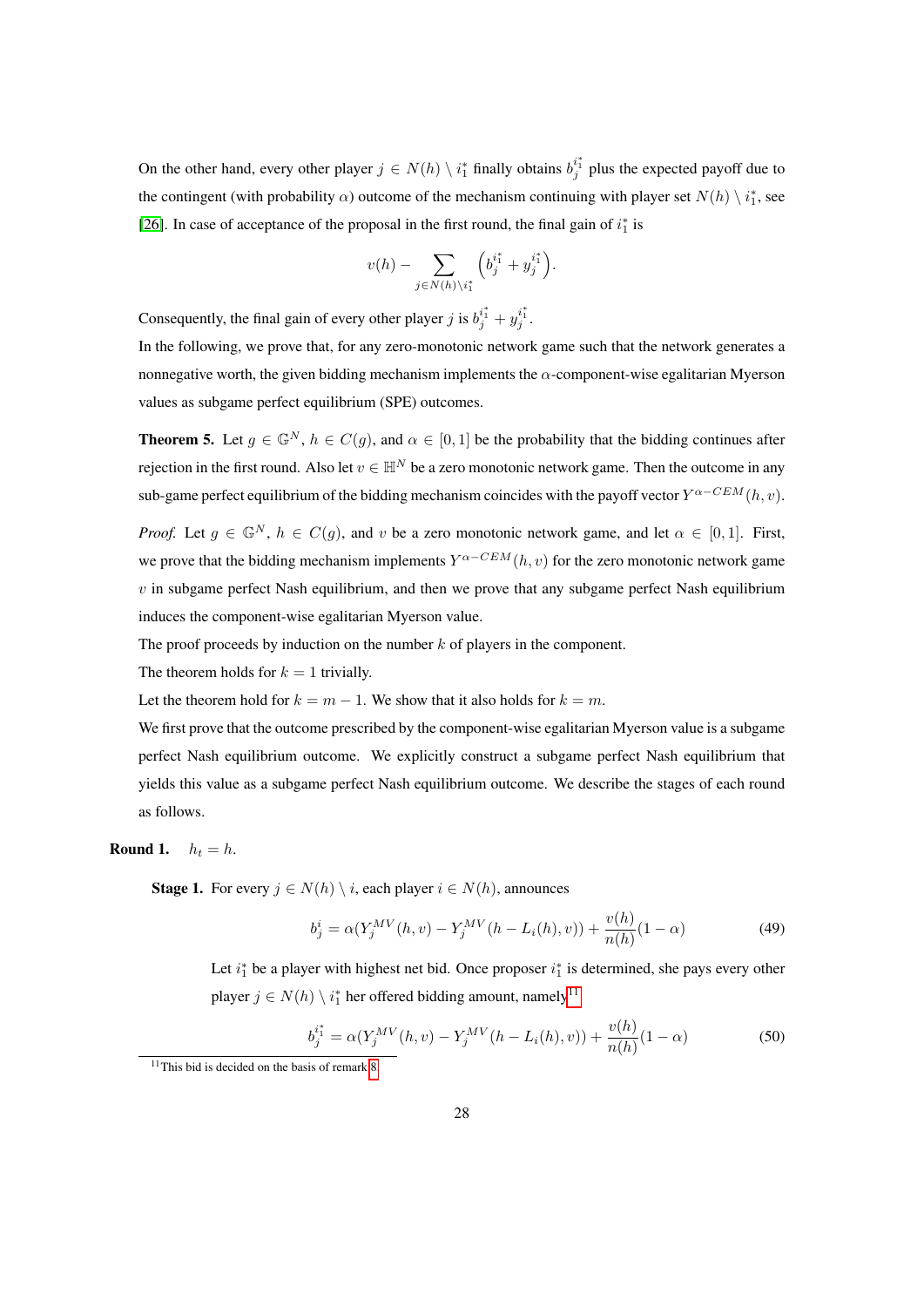On the other hand, every other player $j \in N(h) \setminus i_1^*$ finally obtains $b_j^{i_1^*}$ plus the expected payoff due to the contingent (with probability $\alpha$) outcome of the mechanism continuing with player set $N(h) \setminus i_1^*$, see [26]. In case of acceptance of the proposal in the first round, the final gain of $i_1^*$ is

$$v(h) - \sum_{j \in N(h) \setminus i_1^*} \left( b_j^{i_1^*} + y_j^{i_1^*} \right).$$

Consequently, the final gain of every other player $j$ is $b_j^{i_1^*} + y_j^{i_1^*}$.

In the following, we prove that, for any zero-monotonic network game such that the network generates a nonnegative worth, the given bidding mechanism implements the $\alpha$-component-wise egalitarian Myerson values as subgame perfect equilibrium (SPE) outcomes.

**Theorem 5.** Let $g \in \mathbb{G}^N$, $h \in C(g)$, and $\alpha \in [0, 1]$ be the probability that the bidding continues after rejection in the first round. Also let $v \in \mathbb{H}^N$ be a zero monotonic network game. Then the outcome in any sub-game perfect equilibrium of the bidding mechanism coincides with the payoff vector $Y^{\alpha - CEM}(h, v)$.

*Proof.* Let $g \in \mathbb{G}^N$, $h \in C(g)$, and $v$ be a zero monotonic network game, and let $\alpha \in [0, 1]$. First, we prove that the bidding mechanism implements $Y^{\alpha - CEM}(h, v)$ for the zero monotonic network game $v$ in subgame perfect Nash equilibrium, and then we prove that any subgame perfect Nash equilibrium induces the component-wise egalitarian Myerson value.

The proof proceeds by induction on the number $k$ of players in the component.

The theorem holds for $k = 1$ trivially.

Let the theorem hold for $k = m - 1$. We show that it also holds for $k = m$.

We first prove that the outcome prescribed by the component-wise egalitarian Myerson value is a subgame perfect Nash equilibrium outcome. We explicitly construct a subgame perfect Nash equilibrium that yields this value as a subgame perfect Nash equilibrium outcome. We describe the stages of each round as follows.

**Round 1.** $h_t = h$.

**Stage 1.** For every $j \in N(h) \setminus i$, each player $i \in N(h)$, announces

$$b_j^i = \alpha(Y_j^{MV}(h, v) - Y_j^{MV}(h - L_i(h), v)) + \frac{v(h)}{n(h)}(1 - \alpha) \tag{49}$$

Let $i_1^*$ be a player with highest net bid. Once proposer $i_1^*$ is determined, she pays every other player $j \in N(h) \setminus i_1^*$ her offered bidding amount, namely[11]

$$b_j^{i_1^*} = \alpha(Y_j^{MV}(h, v) - Y_j^{MV}(h - L_i(h), v)) + \frac{v(h)}{n(h)}(1 - \alpha) \tag{50}$$

[11] This bid is decided on the basis of remark 8.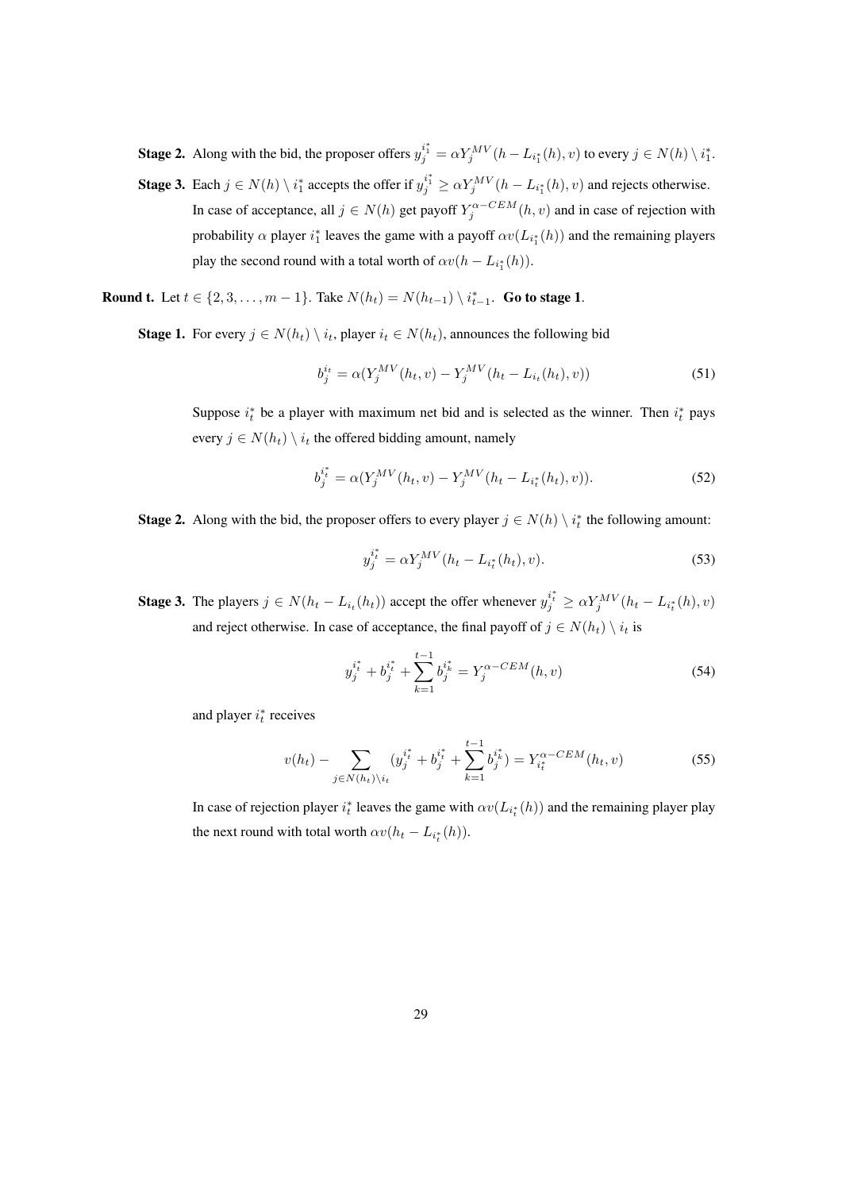**Stage 2.** Along with the bid, the proposer offers $y_j^{i_1^*} = \alpha Y_j^{MV}(h - L_{i_1^*}(h), v)$ to every $j \in N(h) \setminus i_1^*$.

**Stage 3.** Each $j \in N(h) \setminus i_1^*$ accepts the offer if $y_j^{i_1^*} \geq \alpha Y_j^{MV}(h - L_{i_1^*}(h), v)$ and rejects otherwise. In case of acceptance, all $j \in N(h)$ get payoff $Y_j^{\alpha-CEM}(h, v)$ and in case of rejection with probability $\alpha$ player $i_1^*$ leaves the game with a payoff $\alpha v(L_{i_1^*}(h))$ and the remaining players play the second round with a total worth of $\alpha v(h - L_{i_1^*}(h))$.

**Round t.** Let $t \in \{2, 3, \dots, m-1\}$. Take $N(h_t) = N(h_{t-1}) \setminus i_{t-1}^*$. **Go to stage 1**.

**Stage 1.** For every $j \in N(h_t) \setminus i_t$, player $i_t \in N(h_t)$, announces the following bid

$$b_j^{i_t} = \alpha(Y_j^{MV}(h_t, v) - Y_j^{MV}(h_t - L_{i_t}(h_t), v)) \tag{51}$$

Suppose $i_t^*$ be a player with maximum net bid and is selected as the winner. Then $i_t^*$ pays every $j \in N(h_t) \setminus i_t$ the offered bidding amount, namely

$$b_j^{i_t^*} = \alpha(Y_j^{MV}(h_t, v) - Y_j^{MV}(h_t - L_{i_t^*}(h_t), v)). \tag{52}$$

**Stage 2.** Along with the bid, the proposer offers to every player $j \in N(h) \setminus i_t^*$ the following amount:

$$y_j^{i_t^*} = \alpha Y_j^{MV}(h_t - L_{i_t^*}(h_t), v). \tag{53}$$

**Stage 3.** The players $j \in N(h_t - L_{i_t}(h_t))$ accept the offer whenever $y_j^{i_t^*} \geq \alpha Y_j^{MV}(h_t - L_{i_t^*}(h), v)$ and reject otherwise. In case of acceptance, the final payoff of $j \in N(h_t) \setminus i_t$ is

$$y_j^{i_t^*} + b_j^{i_t^*} + \sum_{k=1}^{t-1} b_j^{i_k^*} = Y_j^{\alpha-CEM}(h, v) \tag{54}$$

and player $i_t^*$ receives

$$v(h_t) - \sum_{j \in N(h_t) \setminus i_t} (y_j^{i_t^*} + b_j^{i_t^*} + \sum_{k=1}^{t-1} b_j^{i_k^*}) = Y_{i_t^*}^{\alpha-CEM}(h_t, v) \tag{55}$$

In case of rejection player $i_t^*$ leaves the game with $\alpha v(L_{i_t^*}(h))$ and the remaining player play the next round with total worth $\alpha v(h_t - L_{i_t^*}(h))$.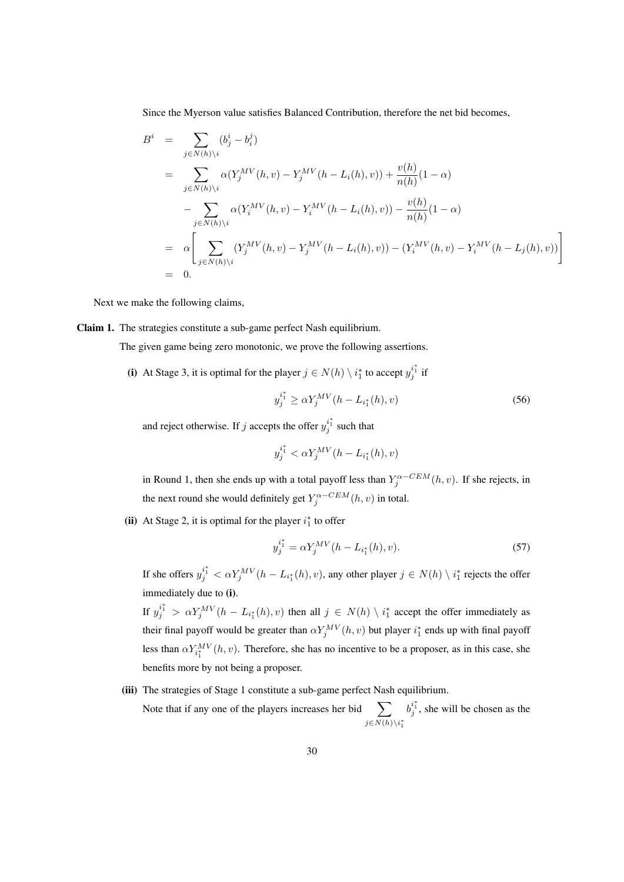Since the Myerson value satisfies Balanced Contribution, therefore the net bid becomes,

$$
\begin{aligned}
B^i &= \sum_{j \in N(h)\setminus i} (b^i_j - b^j_i) \\
&= \sum_{j \in N(h)\setminus i} \alpha(Y^{MV}_j(h,v) - Y^{MV}_j(h - L_i(h), v)) + \frac{v(h)}{n(h)}(1-\alpha) \\
&\quad - \sum_{j \in N(h)\setminus i} \alpha(Y^{MV}_i(h,v) - Y^{MV}_i(h - L_i(h), v)) - \frac{v(h)}{n(h)}(1-\alpha) \\
&= \alpha\Bigg[\sum_{j \in N(h)\setminus i} (Y^{MV}_j(h,v) - Y^{MV}_j(h - L_i(h), v)) - (Y^{MV}_i(h,v) - Y^{MV}_i(h - L_j(h), v))\Bigg] \\
&= 0.
\end{aligned}
$$

Next we make the following claims,

**Claim 1.** The strategies constitute a sub-game perfect Nash equilibrium.

The given game being zero monotonic, we prove the following assertions.

**(i)** At Stage 3, it is optimal for the player $j \in N(h) \setminus i^*_1$ to accept $y^{i^*_1}_j$ if

$$
y^{i^*_1}_j \geq \alpha Y^{MV}_j(h - L_{i^*_1}(h), v) \tag{56}
$$

and reject otherwise. If $j$ accepts the offer $y^{i^*_1}_j$ such that

$$
y^{i^*_1}_j < \alpha Y^{MV}_j(h - L_{i^*_1}(h), v)
$$

in Round 1, then she ends up with a total payoff less than $Y^{\alpha-CEM}_j(h,v)$. If she rejects, in the next round she would definitely get $Y^{\alpha-CEM}_j(h,v)$ in total.

**(ii)** At Stage 2, it is optimal for the player $i^*_1$ to offer

$$
y^{i^*_1}_j = \alpha Y^{MV}_j(h - L_{i^*_1}(h), v). \tag{57}
$$

If she offers $y^{i^*_1}_j < \alpha Y^{MV}_j(h - L_{i^*_1}(h), v)$, any other player $j \in N(h) \setminus i^*_1$ rejects the offer immediately due to **(i)**.

If $y^{i^*_1}_j > \alpha Y^{MV}_j(h - L_{i^*_1}(h), v)$ then all $j \in N(h) \setminus i^*_1$ accept the offer immediately as their final payoff would be greater than $\alpha Y^{MV}_j(h,v)$ but player $i^*_1$ ends up with final payoff less than $\alpha Y^{MV}_{i^*_1}(h,v)$. Therefore, she has no incentive to be a proposer, as in this case, she benefits more by not being a proposer.

**(iii)** The strategies of Stage 1 constitute a sub-game perfect Nash equilibrium.

Note that if any one of the players increases her bid $\sum_{j \in N(h)\setminus i^*_1} b^{i^*_1}_j$, she will be chosen as the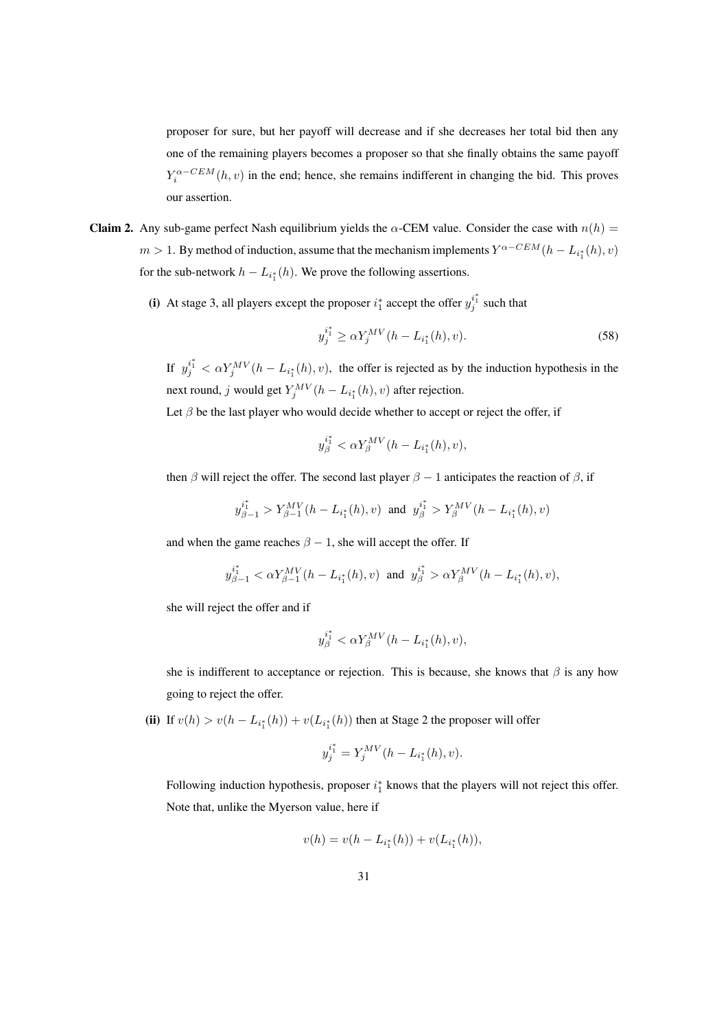proposer for sure, but her payoff will decrease and if she decreases her total bid then any one of the remaining players becomes a proposer so that she finally obtains the same payoff $Y_i^{\alpha-CEM}(h,v)$ in the end; hence, she remains indifferent in changing the bid. This proves our assertion.

**Claim 2.** Any sub-game perfect Nash equilibrium yields the $\alpha$-CEM value. Consider the case with $n(h) = m > 1$. By method of induction, assume that the mechanism implements $Y^{\alpha-CEM}(h - L_{i_1^*}(h), v)$ for the sub-network $h - L_{i_1^*}(h)$. We prove the following assertions.

**(i)** At stage 3, all players except the proposer $i_1^*$ accept the offer $y_j^{i_1^*}$ such that

$$y_j^{i_1^*} \geq \alpha Y_j^{MV}(h - L_{i_1^*}(h), v). \tag{58}$$

If $y_j^{i_1^*} < \alpha Y_j^{MV}(h - L_{i_1^*}(h), v)$, the offer is rejected as by the induction hypothesis in the next round, $j$ would get $Y_j^{MV}(h - L_{i_1^*}(h), v)$ after rejection.

Let $\beta$ be the last player who would decide whether to accept or reject the offer, if

$$y_\beta^{i_1^*} < \alpha Y_\beta^{MV}(h - L_{i_1^*}(h), v),$$

then $\beta$ will reject the offer. The second last player $\beta - 1$ anticipates the reaction of $\beta$, if

$$y_{\beta-1}^{i_1^*} > Y_{\beta-1}^{MV}(h - L_{i_1^*}(h), v) \text{ and } y_\beta^{i_1^*} > Y_\beta^{MV}(h - L_{i_1^*}(h), v)$$

and when the game reaches $\beta - 1$, she will accept the offer. If

$$y_{\beta-1}^{i_1^*} < \alpha Y_{\beta-1}^{MV}(h - L_{i_1^*}(h), v) \text{ and } y_\beta^{i_1^*} > \alpha Y_\beta^{MV}(h - L_{i_1^*}(h), v),$$

she will reject the offer and if

$$y_\beta^{i_1^*} < \alpha Y_\beta^{MV}(h - L_{i_1^*}(h), v),$$

she is indifferent to acceptance or rejection. This is because, she knows that $\beta$ is any how going to reject the offer.

**(ii)** If $v(h) > v(h - L_{i_1^*}(h)) + v(L_{i_1^*}(h))$ then at Stage 2 the proposer will offer

$$y_j^{i_1^*} = Y_j^{MV}(h - L_{i_1^*}(h), v).$$

Following induction hypothesis, proposer $i_1^*$ knows that the players will not reject this offer. Note that, unlike the Myerson value, here if

$$v(h) = v(h - L_{i_1^*}(h)) + v(L_{i_1^*}(h)),$$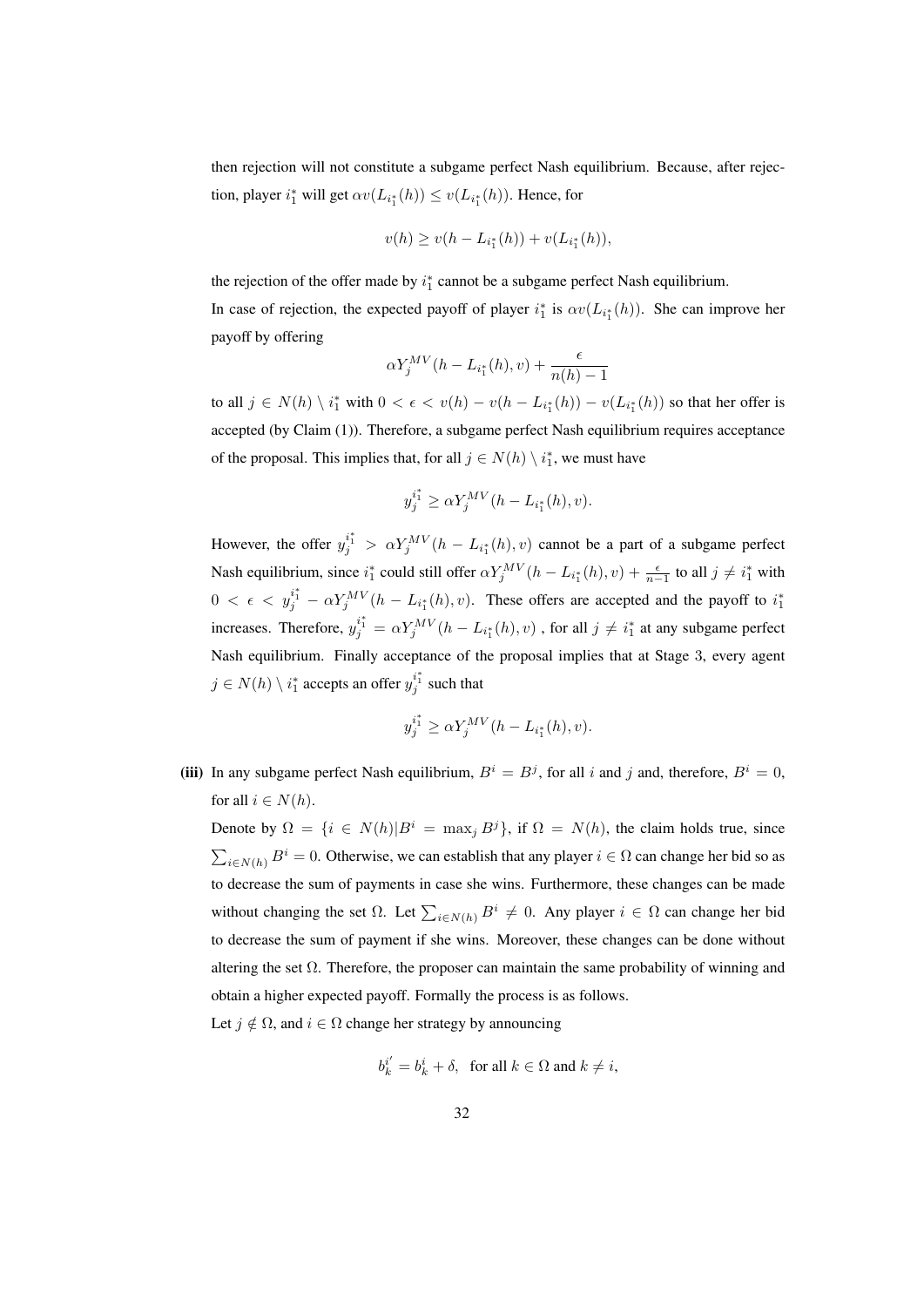then rejection will not constitute a subgame perfect Nash equilibrium. Because, after rejection, player $i_1^*$ will get $\alpha v(L_{i_1^*}(h)) \leq v(L_{i_1^*}(h))$. Hence, for

$$v(h) \geq v(h - L_{i_1^*}(h)) + v(L_{i_1^*}(h)),$$

the rejection of the offer made by $i_1^*$ cannot be a subgame perfect Nash equilibrium.

In case of rejection, the expected payoff of player $i_1^*$ is $\alpha v(L_{i_1^*}(h))$. She can improve her payoff by offering

$$\alpha Y_j^{MV}(h - L_{i_1^*}(h), v) + \frac{\epsilon}{n(h) - 1}$$

to all $j \in N(h) \setminus i_1^*$ with $0 < \epsilon < v(h) - v(h - L_{i_1^*}(h)) - v(L_{i_1^*}(h))$ so that her offer is accepted (by Claim (1)). Therefore, a subgame perfect Nash equilibrium requires acceptance of the proposal. This implies that, for all $j \in N(h) \setminus i_1^*$, we must have

$$y_j^{i_1^*} \geq \alpha Y_j^{MV}(h - L_{i_1^*}(h), v).$$

However, the offer $y_j^{i_1^*} > \alpha Y_j^{MV}(h - L_{i_1^*}(h), v)$ cannot be a part of a subgame perfect Nash equilibrium, since $i_1^*$ could still offer $\alpha Y_j^{MV}(h - L_{i_1^*}(h), v) + \frac{\epsilon}{n-1}$ to all $j \neq i_1^*$ with $0 < \epsilon < y_j^{i_1^*} - \alpha Y_j^{MV}(h - L_{i_1^*}(h), v)$. These offers are accepted and the payoff to $i_1^*$ increases. Therefore, $y_j^{i_1^*} = \alpha Y_j^{MV}(h - L_{i_1^*}(h), v)$ , for all $j \neq i_1^*$ at any subgame perfect Nash equilibrium. Finally acceptance of the proposal implies that at Stage 3, every agent $j \in N(h) \setminus i_1^*$ accepts an offer $y_j^{i_1^*}$ such that

$$y_j^{i_1^*} \geq \alpha Y_j^{MV}(h - L_{i_1^*}(h), v).$$

**(iii)** In any subgame perfect Nash equilibrium, $B^i = B^j$, for all $i$ and $j$ and, therefore, $B^i = 0$, for all $i \in N(h)$.

Denote by $\Omega = \{i \in N(h) | B^i = \max_j B^j\}$, if $\Omega = N(h)$, the claim holds true, since $\sum_{i \in N(h)} B^i = 0$. Otherwise, we can establish that any player $i \in \Omega$ can change her bid so as to decrease the sum of payments in case she wins. Furthermore, these changes can be made without changing the set $\Omega$. Let $\sum_{i \in N(h)} B^i \neq 0$. Any player $i \in \Omega$ can change her bid to decrease the sum of payment if she wins. Moreover, these changes can be done without altering the set $\Omega$. Therefore, the proposer can maintain the same probability of winning and obtain a higher expected payoff. Formally the process is as follows.

Let $j \notin \Omega$, and $i \in \Omega$ change her strategy by announcing

$$b_k^{i'} = b_k^i + \delta, \quad \text{for all } k \in \Omega \text{ and } k \neq i,$$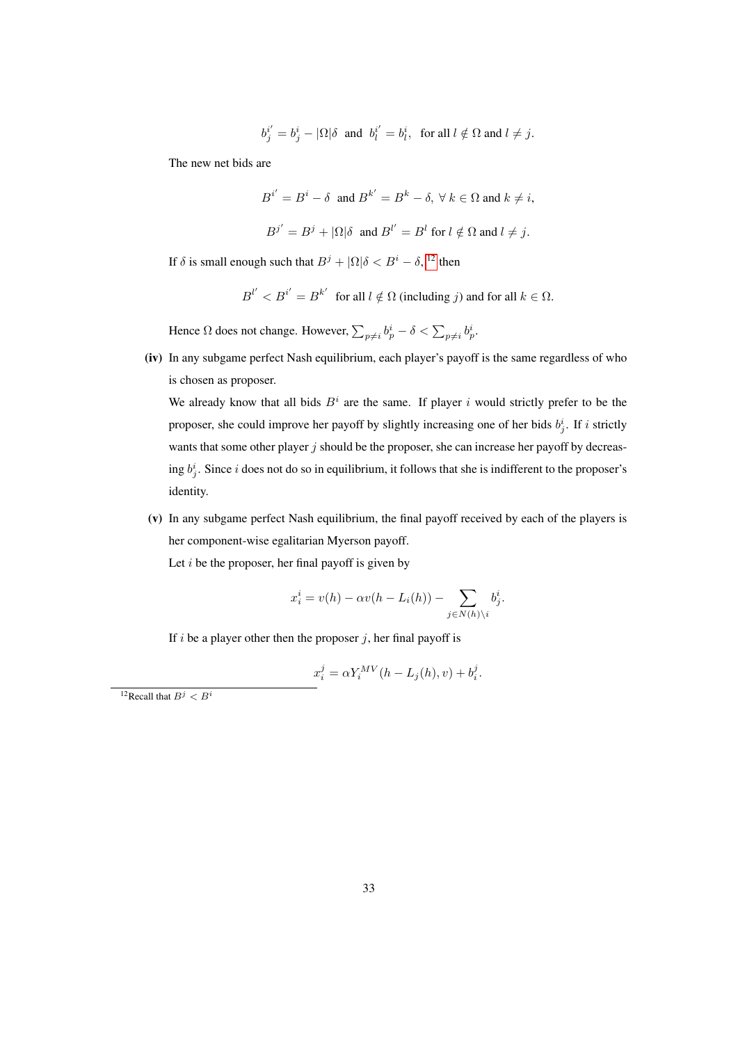$$b_j^{i'} = b_j^i - |\Omega|\delta \;\text{ and }\; b_l^{i'} = b_l^i, \;\text{ for all } l \notin \Omega \text{ and } l \neq j.$$

The new net bids are

$$B^{i'} = B^i - \delta \;\text{ and } B^{k'} = B^k - \delta, \; \forall\, k \in \Omega \text{ and } k \neq i,$$

$$B^{j'} = B^j + |\Omega|\delta \;\text{ and } B^{l'} = B^l \text{ for } l \notin \Omega \text{ and } l \neq j.$$

If $\delta$ is small enough such that $B^j + |\Omega|\delta < B^i - \delta$,[12] then

$$B^{l'} < B^{i'} = B^{k'} \;\text{ for all } l \notin \Omega \text{ (including } j) \text{ and for all } k \in \Omega.$$

Hence $\Omega$ does not change. However, $\sum_{p\neq i} b_p^i - \delta < \sum_{p\neq i} b_p^i$.

**(iv)** In any subgame perfect Nash equilibrium, each player's payoff is the same regardless of who is chosen as proposer.

We already know that all bids $B^i$ are the same. If player $i$ would strictly prefer to be the proposer, she could improve her payoff by slightly increasing one of her bids $b_j^i$. If $i$ strictly wants that some other player $j$ should be the proposer, she can increase her payoff by decreasing $b_j^i$. Since $i$ does not do so in equilibrium, it follows that she is indifferent to the proposer's identity.

**(v)** In any subgame perfect Nash equilibrium, the final payoff received by each of the players is her component-wise egalitarian Myerson payoff.

Let $i$ be the proposer, her final payoff is given by

$$x_i^i = v(h) - \alpha v(h - L_i(h)) - \sum_{j \in N(h)\setminus i} b_j^i.$$

If $i$ be a player other then the proposer $j$, her final payoff is

$$x_i^j = \alpha Y_i^{MV}(h - L_j(h), v) + b_i^j.$$

[12] Recall that $B^j < B^i$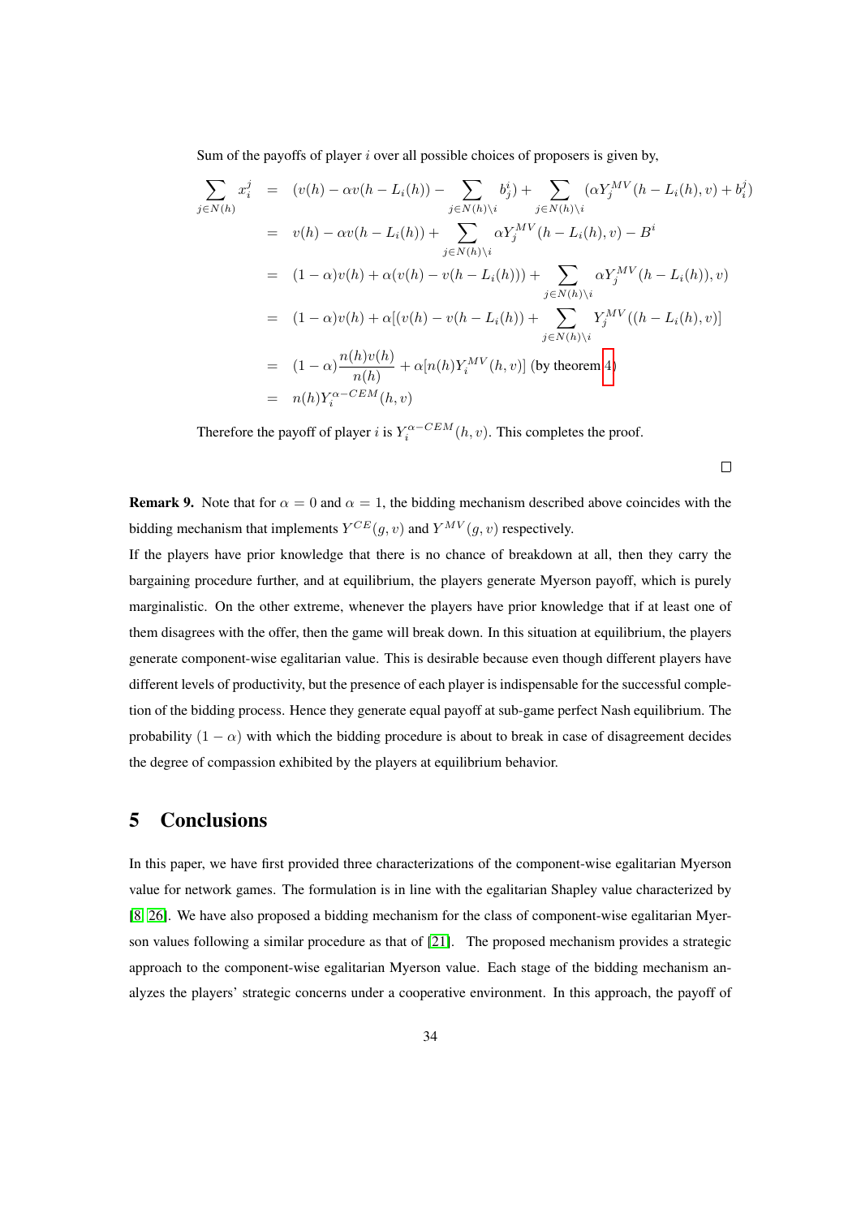Sum of the payoffs of player $i$ over all possible choices of proposers is given by,

$$
\begin{aligned}
\sum_{j\in N(h)} x_i^j &= (v(h) - \alpha v(h - L_i(h)) - \sum_{j\in N(h)\setminus i} b_j^i) + \sum_{j\in N(h)\setminus i} (\alpha Y_j^{MV}(h - L_i(h), v) + b_i^j) \\
&= v(h) - \alpha v(h - L_i(h)) + \sum_{j\in N(h)\setminus i} \alpha Y_j^{MV}(h - L_i(h), v) - B^i \\
&= (1-\alpha)v(h) + \alpha(v(h) - v(h - L_i(h))) + \sum_{j\in N(h)\setminus i} \alpha Y_j^{MV}(h - L_i(h)), v) \\
&= (1-\alpha)v(h) + \alpha[(v(h) - v(h - L_i(h)) + \sum_{j\in N(h)\setminus i} Y_j^{MV}((h - L_i(h), v)] \\
&= (1-\alpha)\frac{n(h)v(h)}{n(h)} + \alpha[n(h)Y_i^{MV}(h, v)] \text{ (by theorem 4)} \\
&= n(h)Y_i^{\alpha-CEM}(h, v)
\end{aligned}
$$

Therefore the payoff of player $i$ is $Y_i^{\alpha-CEM}(h, v)$. This completes the proof.

□

**Remark 9.** Note that for $\alpha = 0$ and $\alpha = 1$, the bidding mechanism described above coincides with the bidding mechanism that implements $Y^{CE}(g, v)$ and $Y^{MV}(g, v)$ respectively.

If the players have prior knowledge that there is no chance of breakdown at all, then they carry the bargaining procedure further, and at equilibrium, the players generate Myerson payoff, which is purely marginalistic. On the other extreme, whenever the players have prior knowledge that if at least one of them disagrees with the offer, then the game will break down. In this situation at equilibrium, the players generate component-wise egalitarian value. This is desirable because even though different players have different levels of productivity, but the presence of each player is indispensable for the successful completion of the bidding process. Hence they generate equal payoff at sub-game perfect Nash equilibrium. The probability $(1 - \alpha)$ with which the bidding procedure is about to break in case of disagreement decides the degree of compassion exhibited by the players at equilibrium behavior.

## 5 Conclusions

In this paper, we have first provided three characterizations of the component-wise egalitarian Myerson value for network games. The formulation is in line with the egalitarian Shapley value characterized by [8, 26]. We have also proposed a bidding mechanism for the class of component-wise egalitarian Myerson values following a similar procedure as that of [21]. The proposed mechanism provides a strategic approach to the component-wise egalitarian Myerson value. Each stage of the bidding mechanism analyzes the players' strategic concerns under a cooperative environment. In this approach, the payoff of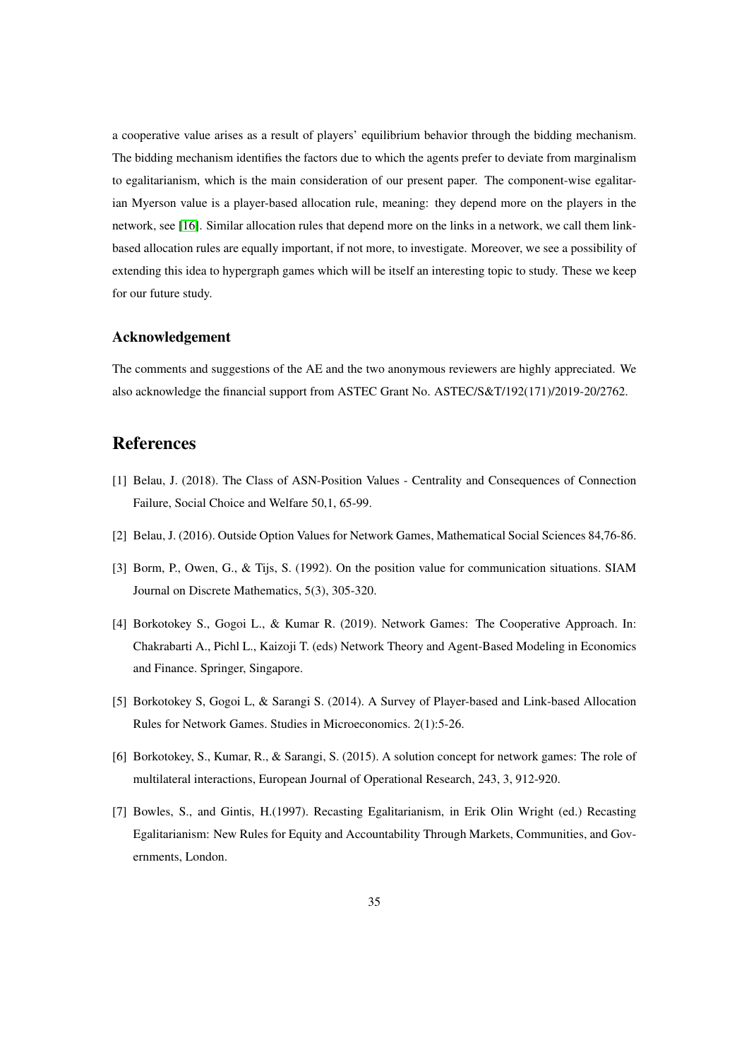a cooperative value arises as a result of players' equilibrium behavior through the bidding mechanism. The bidding mechanism identifies the factors due to which the agents prefer to deviate from marginalism to egalitarianism, which is the main consideration of our present paper. The component-wise egalitarian Myerson value is a player-based allocation rule, meaning: they depend more on the players in the network, see [16]. Similar allocation rules that depend more on the links in a network, we call them link-based allocation rules are equally important, if not more, to investigate. Moreover, we see a possibility of extending this idea to hypergraph games which will be itself an interesting topic to study. These we keep for our future study.

### Acknowledgement

The comments and suggestions of the AE and the two anonymous reviewers are highly appreciated. We also acknowledge the financial support from ASTEC Grant No. ASTEC/S&T/192(171)/2019-20/2762.

## References

[1] Belau, J. (2018). The Class of ASN-Position Values - Centrality and Consequences of Connection Failure, Social Choice and Welfare 50,1, 65-99.

[2] Belau, J. (2016). Outside Option Values for Network Games, Mathematical Social Sciences 84,76-86.

[3] Borm, P., Owen, G., & Tijs, S. (1992). On the position value for communication situations. SIAM Journal on Discrete Mathematics, 5(3), 305-320.

[4] Borkotokey S., Gogoi L., & Kumar R. (2019). Network Games: The Cooperative Approach. In: Chakrabarti A., Pichl L., Kaizoji T. (eds) Network Theory and Agent-Based Modeling in Economics and Finance. Springer, Singapore.

[5] Borkotokey S, Gogoi L, & Sarangi S. (2014). A Survey of Player-based and Link-based Allocation Rules for Network Games. Studies in Microeconomics. 2(1):5-26.

[6] Borkotokey, S., Kumar, R., & Sarangi, S. (2015). A solution concept for network games: The role of multilateral interactions, European Journal of Operational Research, 243, 3, 912-920.

[7] Bowles, S., and Gintis, H.(1997). Recasting Egalitarianism, in Erik Olin Wright (ed.) Recasting Egalitarianism: New Rules for Equity and Accountability Through Markets, Communities, and Governments, London.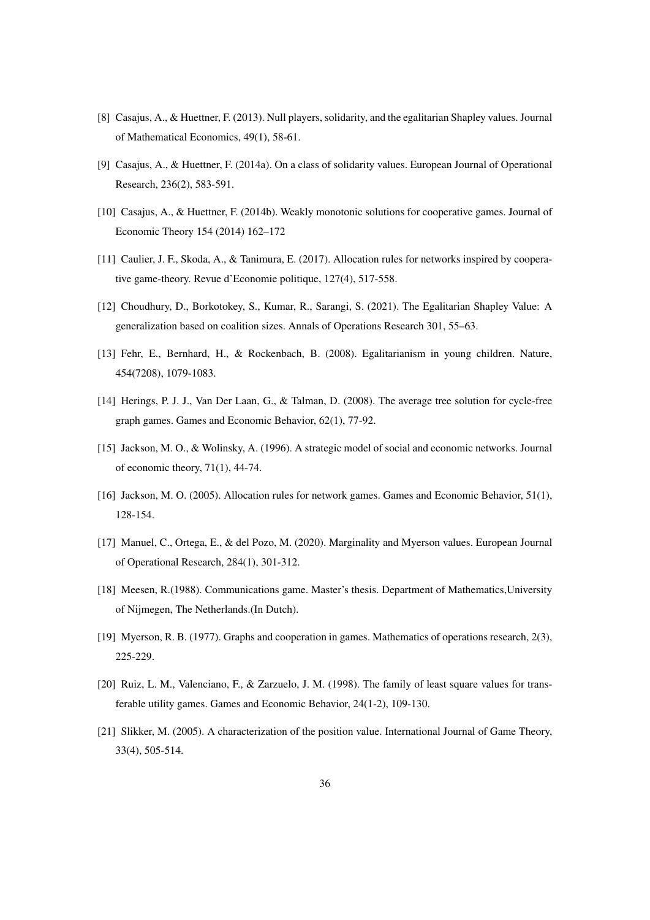[8] Casajus, A., & Huettner, F. (2013). Null players, solidarity, and the egalitarian Shapley values. Journal of Mathematical Economics, 49(1), 58-61.

[9] Casajus, A., & Huettner, F. (2014a). On a class of solidarity values. European Journal of Operational Research, 236(2), 583-591.

[10] Casajus, A., & Huettner, F. (2014b). Weakly monotonic solutions for cooperative games. Journal of Economic Theory 154 (2014) 162–172

[11] Caulier, J. F., Skoda, A., & Tanimura, E. (2017). Allocation rules for networks inspired by cooperative game-theory. Revue d'Economie politique, 127(4), 517-558.

[12] Choudhury, D., Borkotokey, S., Kumar, R., Sarangi, S. (2021). The Egalitarian Shapley Value: A generalization based on coalition sizes. Annals of Operations Research 301, 55–63.

[13] Fehr, E., Bernhard, H., & Rockenbach, B. (2008). Egalitarianism in young children. Nature, 454(7208), 1079-1083.

[14] Herings, P. J. J., Van Der Laan, G., & Talman, D. (2008). The average tree solution for cycle-free graph games. Games and Economic Behavior, 62(1), 77-92.

[15] Jackson, M. O., & Wolinsky, A. (1996). A strategic model of social and economic networks. Journal of economic theory, 71(1), 44-74.

[16] Jackson, M. O. (2005). Allocation rules for network games. Games and Economic Behavior, 51(1), 128-154.

[17] Manuel, C., Ortega, E., & del Pozo, M. (2020). Marginality and Myerson values. European Journal of Operational Research, 284(1), 301-312.

[18] Meesen, R.(1988). Communications game. Master's thesis. Department of Mathematics,University of Nijmegen, The Netherlands.(In Dutch).

[19] Myerson, R. B. (1977). Graphs and cooperation in games. Mathematics of operations research, 2(3), 225-229.

[20] Ruiz, L. M., Valenciano, F., & Zarzuelo, J. M. (1998). The family of least square values for transferable utility games. Games and Economic Behavior, 24(1-2), 109-130.

[21] Slikker, M. (2005). A characterization of the position value. International Journal of Game Theory, 33(4), 505-514.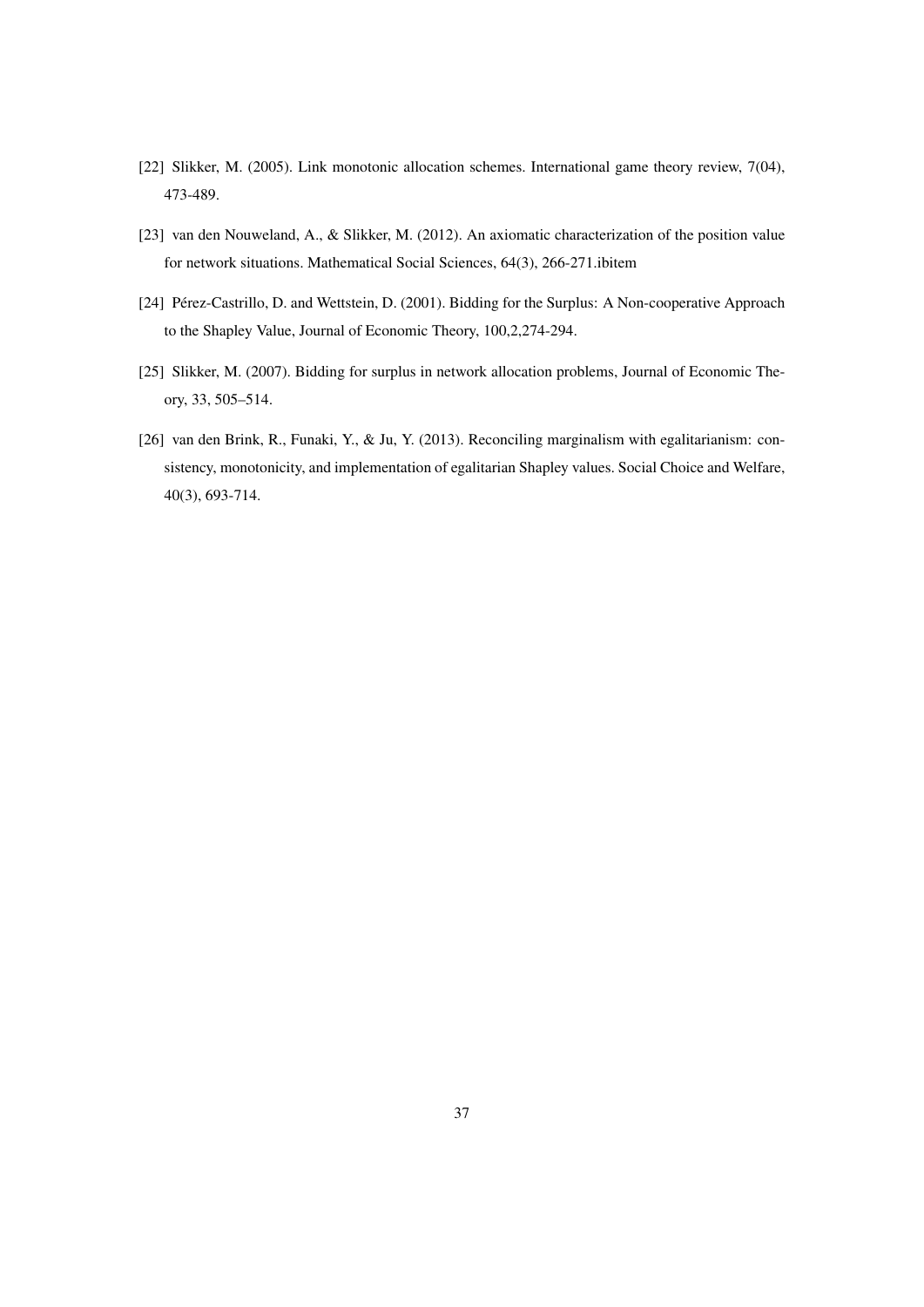[22] Slikker, M. (2005). Link monotonic allocation schemes. International game theory review, 7(04), 473-489.

[23] van den Nouweland, A., & Slikker, M. (2012). An axiomatic characterization of the position value for network situations. Mathematical Social Sciences, 64(3), 266-271.ibitem

[24] Pérez-Castrillo, D. and Wettstein, D. (2001). Bidding for the Surplus: A Non-cooperative Approach to the Shapley Value, Journal of Economic Theory, 100,2,274-294.

[25] Slikker, M. (2007). Bidding for surplus in network allocation problems, Journal of Economic Theory, 33, 505–514.

[26] van den Brink, R., Funaki, Y., & Ju, Y. (2013). Reconciling marginalism with egalitarianism: consistency, monotonicity, and implementation of egalitarian Shapley values. Social Choice and Welfare, 40(3), 693-714.